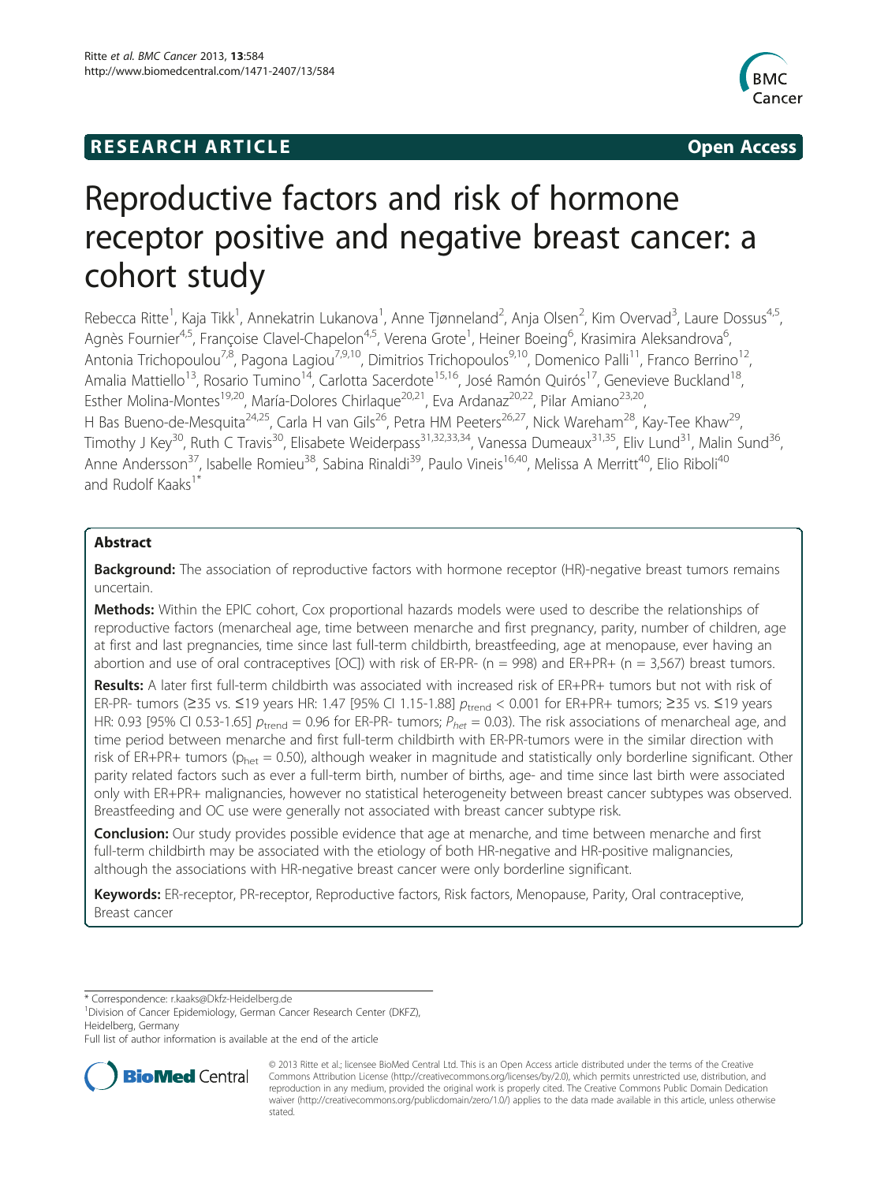**RESEARCH ARTICLE** **Open Access**

# Reproductive factors and risk of hormone receptor positive and negative breast cancer: a cohort study

Rebecca Ritte[1], Kaja Tikk[1], Annekatrin Lukanova[1], Anne Tjønneland[2], Anja Olsen[2], Kim Overvad[3], Laure Dossus[4,5], Agnès Fournier[4,5], Françoise Clavel-Chapelon[4,5], Verena Grote[1], Heiner Boeing[6], Krasimira Aleksandrova[6], Antonia Trichopoulou[7,8], Pagona Lagiou[7,9,10], Dimitrios Trichopoulos[9,10], Domenico Palli[11], Franco Berrino[12], Amalia Mattiello[13], Rosario Tumino[14], Carlotta Sacerdote[15,16], José Ramón Quirós[17], Genevieve Buckland[18], Esther Molina-Montes[19,20], María-Dolores Chirlaque[20,21], Eva Ardanaz[20,22], Pilar Amiano[23,20], H Bas Bueno-de-Mesquita[24,25], Carla H van Gils[26], Petra HM Peeters[26,27], Nick Wareham[28], Kay-Tee Khaw[29], Timothy J Key[30], Ruth C Travis[30], Elisabete Weiderpass[31,32,33,34], Vanessa Dumeaux[31,35], Eliv Lund[31], Malin Sund[36], Anne Andersson[37], Isabelle Romieu[38], Sabina Rinaldi[39], Paulo Vineis[16,40], Melissa A Merritt[40], Elio Riboli[40] and Rudolf Kaaks[1*]

## Abstract

**Background:** The association of reproductive factors with hormone receptor (HR)-negative breast tumors remains uncertain.

**Methods:** Within the EPIC cohort, Cox proportional hazards models were used to describe the relationships of reproductive factors (menarcheal age, time between menarche and first pregnancy, parity, number of children, age at first and last pregnancies, time since last full-term childbirth, breastfeeding, age at menopause, ever having an abortion and use of oral contraceptives [OC]) with risk of ER-PR- (n = 998) and ER+PR+ (n = 3,567) breast tumors.

**Results:** A later first full-term childbirth was associated with increased risk of ER+PR+ tumors but not with risk of ER-PR- tumors (≥35 vs. ≤19 years HR: 1.47 [95% CI 1.15-1.88] $p_{\text{trend}} < 0.001$ for ER+PR+ tumors; ≥35 vs. ≤19 years HR: 0.93 [95% CI 0.53-1.65] $p_{\text{trend}} = 0.96$ for ER-PR- tumors; $P_{het} = 0.03$). The risk associations of menarcheal age, and time period between menarche and first full-term childbirth with ER-PR-tumors were in the similar direction with risk of ER+PR+ tumors ($p_{\text{het}} = 0.50$), although weaker in magnitude and statistically only borderline significant. Other parity related factors such as ever a full-term birth, number of births, age- and time since last birth were associated only with ER+PR+ malignancies, however no statistical heterogeneity between breast cancer subtypes was observed. Breastfeeding and OC use were generally not associated with breast cancer subtype risk.

**Conclusion:** Our study provides possible evidence that age at menarche, and time between menarche and first full-term childbirth may be associated with the etiology of both HR-negative and HR-positive malignancies, although the associations with HR-negative breast cancer were only borderline significant.

**Keywords:** ER-receptor, PR-receptor, Reproductive factors, Risk factors, Menopause, Parity, Oral contraceptive, Breast cancer

\* Correspondence: r.kaaks@Dkfz-Heidelberg.de
[1]Division of Cancer Epidemiology, German Cancer Research Center (DKFZ), Heidelberg, Germany
Full list of author information is available at the end of the article

© 2013 Ritte et al.; licensee BioMed Central Ltd. This is an Open Access article distributed under the terms of the Creative Commons Attribution License (http://creativecommons.org/licenses/by/2.0), which permits unrestricted use, distribution, and reproduction in any medium, provided the original work is properly cited. The Creative Commons Public Domain Dedication waiver (http://creativecommons.org/publicdomain/zero/1.0/) applies to the data made available in this article, unless otherwise stated.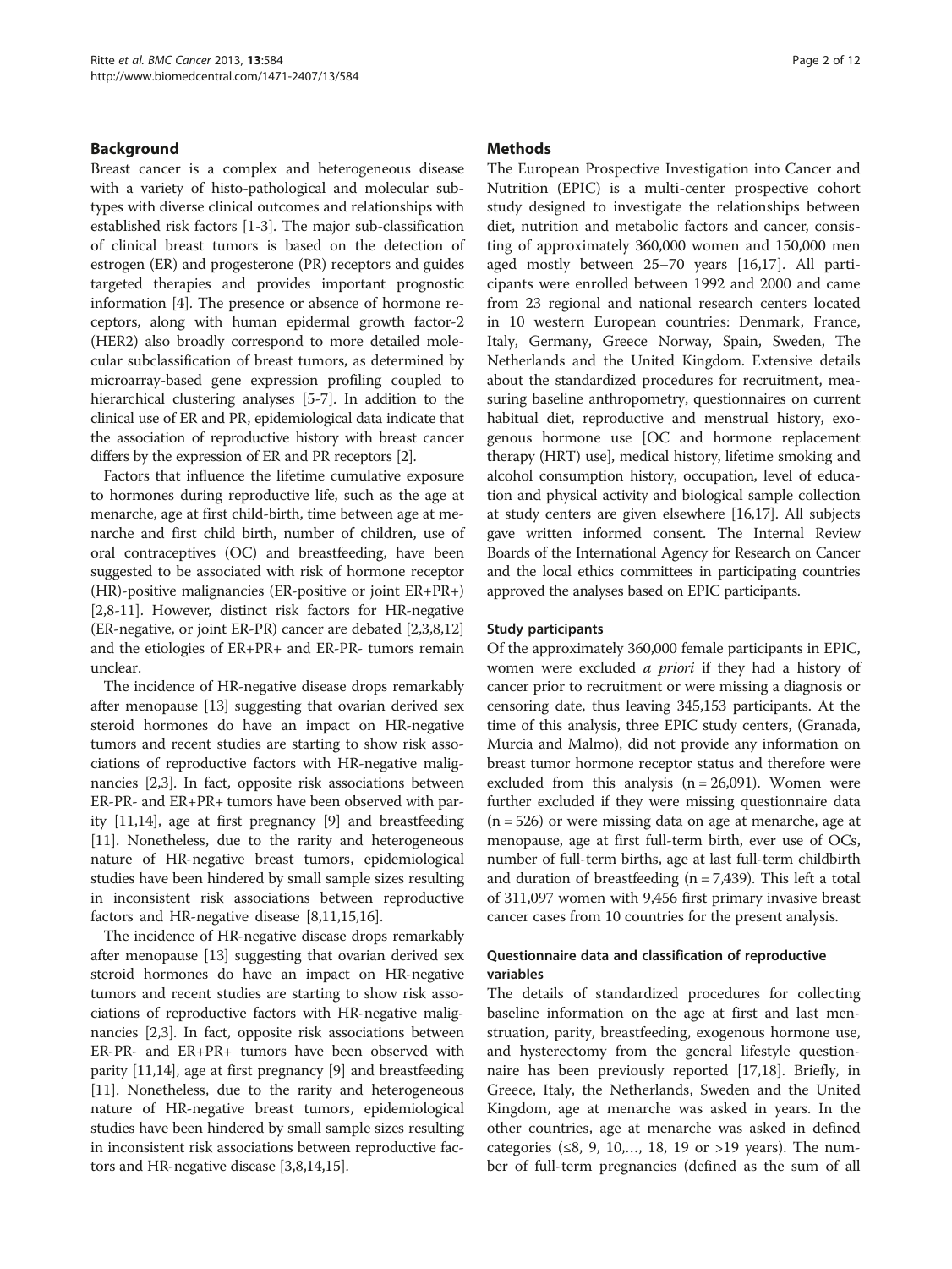## Background

Breast cancer is a complex and heterogeneous disease with a variety of histo-pathological and molecular subtypes with diverse clinical outcomes and relationships with established risk factors [1-3]. The major sub-classification of clinical breast tumors is based on the detection of estrogen (ER) and progesterone (PR) receptors and guides targeted therapies and provides important prognostic information [4]. The presence or absence of hormone receptors, along with human epidermal growth factor-2 (HER2) also broadly correspond to more detailed molecular subclassification of breast tumors, as determined by microarray-based gene expression profiling coupled to hierarchical clustering analyses [5-7]. In addition to the clinical use of ER and PR, epidemiological data indicate that the association of reproductive history with breast cancer differs by the expression of ER and PR receptors [2].

Factors that influence the lifetime cumulative exposure to hormones during reproductive life, such as the age at menarche, age at first child-birth, time between age at menarche and first child birth, number of children, use of oral contraceptives (OC) and breastfeeding, have been suggested to be associated with risk of hormone receptor (HR)-positive malignancies (ER-positive or joint ER+PR+) [2,8-11]. However, distinct risk factors for HR-negative (ER-negative, or joint ER-PR) cancer are debated [2,3,8,12] and the etiologies of ER+PR+ and ER-PR- tumors remain unclear.

The incidence of HR-negative disease drops remarkably after menopause [13] suggesting that ovarian derived sex steroid hormones do have an impact on HR-negative tumors and recent studies are starting to show risk associations of reproductive factors with HR-negative malignancies [2,3]. In fact, opposite risk associations between ER-PR- and ER+PR+ tumors have been observed with parity [11,14], age at first pregnancy [9] and breastfeeding [11]. Nonetheless, due to the rarity and heterogeneous nature of HR-negative breast tumors, epidemiological studies have been hindered by small sample sizes resulting in inconsistent risk associations between reproductive factors and HR-negative disease [8,11,15,16].

The incidence of HR-negative disease drops remarkably after menopause [13] suggesting that ovarian derived sex steroid hormones do have an impact on HR-negative tumors and recent studies are starting to show risk associations of reproductive factors with HR-negative malignancies [2,3]. In fact, opposite risk associations between ER-PR- and ER+PR+ tumors have been observed with parity [11,14], age at first pregnancy [9] and breastfeeding [11]. Nonetheless, due to the rarity and heterogeneous nature of HR-negative breast tumors, epidemiological studies have been hindered by small sample sizes resulting in inconsistent risk associations between reproductive factors and HR-negative disease [3,8,14,15].

## Methods

The European Prospective Investigation into Cancer and Nutrition (EPIC) is a multi-center prospective cohort study designed to investigate the relationships between diet, nutrition and metabolic factors and cancer, consisting of approximately 360,000 women and 150,000 men aged mostly between 25–70 years [16,17]. All participants were enrolled between 1992 and 2000 and came from 23 regional and national research centers located in 10 western European countries: Denmark, France, Italy, Germany, Greece Norway, Spain, Sweden, The Netherlands and the United Kingdom. Extensive details about the standardized procedures for recruitment, measuring baseline anthropometry, questionnaires on current habitual diet, reproductive and menstrual history, exogenous hormone use [OC and hormone replacement therapy (HRT) use], medical history, lifetime smoking and alcohol consumption history, occupation, level of education and physical activity and biological sample collection at study centers are given elsewhere [16,17]. All subjects gave written informed consent. The Internal Review Boards of the International Agency for Research on Cancer and the local ethics committees in participating countries approved the analyses based on EPIC participants.

### Study participants

Of the approximately 360,000 female participants in EPIC, women were excluded *a priori* if they had a history of cancer prior to recruitment or were missing a diagnosis or censoring date, thus leaving 345,153 participants. At the time of this analysis, three EPIC study centers, (Granada, Murcia and Malmo), did not provide any information on breast tumor hormone receptor status and therefore were excluded from this analysis (n = 26,091). Women were further excluded if they were missing questionnaire data (n = 526) or were missing data on age at menarche, age at menopause, age at first full-term birth, ever use of OCs, number of full-term births, age at last full-term childbirth and duration of breastfeeding (n = 7,439). This left a total of 311,097 women with 9,456 first primary invasive breast cancer cases from 10 countries for the present analysis.

### Questionnaire data and classification of reproductive variables

The details of standardized procedures for collecting baseline information on the age at first and last menstruation, parity, breastfeeding, exogenous hormone use, and hysterectomy from the general lifestyle questionnaire has been previously reported [17,18]. Briefly, in Greece, Italy, the Netherlands, Sweden and the United Kingdom, age at menarche was asked in years. In the other countries, age at menarche was asked in defined categories (≤8, 9, 10,…, 18, 19 or >19 years). The number of full-term pregnancies (defined as the sum of all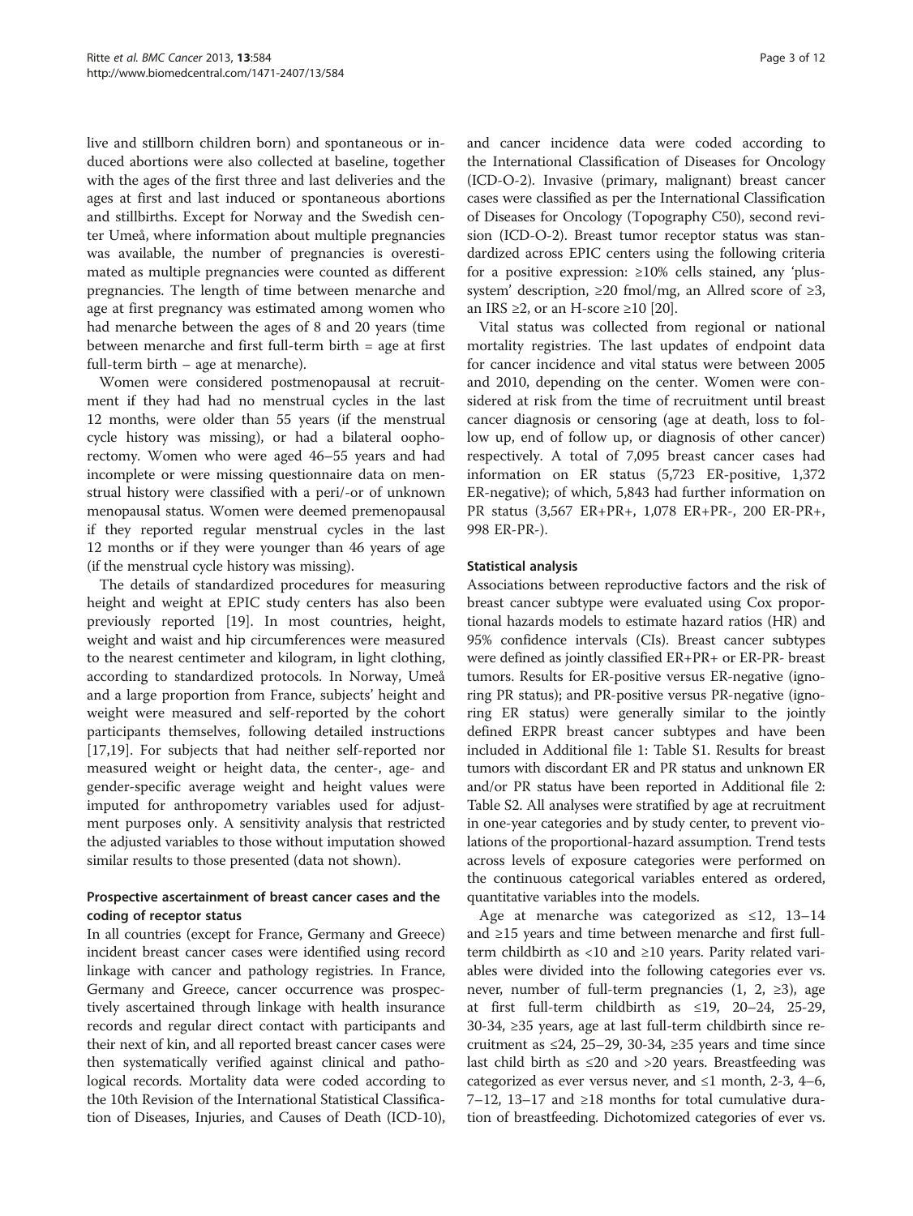live and stillborn children born) and spontaneous or induced abortions were also collected at baseline, together with the ages of the first three and last deliveries and the ages at first and last induced or spontaneous abortions and stillbirths. Except for Norway and the Swedish center Umeå, where information about multiple pregnancies was available, the number of pregnancies is overestimated as multiple pregnancies were counted as different pregnancies. The length of time between menarche and age at first pregnancy was estimated among women who had menarche between the ages of 8 and 20 years (time between menarche and first full-term birth = age at first full-term birth – age at menarche).

Women were considered postmenopausal at recruitment if they had had no menstrual cycles in the last 12 months, were older than 55 years (if the menstrual cycle history was missing), or had a bilateral oophorectomy. Women who were aged 46–55 years and had incomplete or were missing questionnaire data on menstrual history were classified with a peri/-or of unknown menopausal status. Women were deemed premenopausal if they reported regular menstrual cycles in the last 12 months or if they were younger than 46 years of age (if the menstrual cycle history was missing).

The details of standardized procedures for measuring height and weight at EPIC study centers has also been previously reported [19]. In most countries, height, weight and waist and hip circumferences were measured to the nearest centimeter and kilogram, in light clothing, according to standardized protocols. In Norway, Umeå and a large proportion from France, subjects' height and weight were measured and self-reported by the cohort participants themselves, following detailed instructions [17,19]. For subjects that had neither self-reported nor measured weight or height data, the center-, age- and gender-specific average weight and height values were imputed for anthropometry variables used for adjustment purposes only. A sensitivity analysis that restricted the adjusted variables to those without imputation showed similar results to those presented (data not shown).

### Prospective ascertainment of breast cancer cases and the coding of receptor status

In all countries (except for France, Germany and Greece) incident breast cancer cases were identified using record linkage with cancer and pathology registries. In France, Germany and Greece, cancer occurrence was prospectively ascertained through linkage with health insurance records and regular direct contact with participants and their next of kin, and all reported breast cancer cases were then systematically verified against clinical and pathological records. Mortality data were coded according to the 10th Revision of the International Statistical Classification of Diseases, Injuries, and Causes of Death (ICD-10), and cancer incidence data were coded according to the International Classification of Diseases for Oncology (ICD-O-2). Invasive (primary, malignant) breast cancer cases were classified as per the International Classification of Diseases for Oncology (Topography C50), second revision (ICD-O-2). Breast tumor receptor status was standardized across EPIC centers using the following criteria for a positive expression: ≥10% cells stained, any 'plus-system' description, ≥20 fmol/mg, an Allred score of ≥3, an IRS ≥2, or an H-score ≥10 [20].

Vital status was collected from regional or national mortality registries. The last updates of endpoint data for cancer incidence and vital status were between 2005 and 2010, depending on the center. Women were considered at risk from the time of recruitment until breast cancer diagnosis or censoring (age at death, loss to follow up, end of follow up, or diagnosis of other cancer) respectively. A total of 7,095 breast cancer cases had information on ER status (5,723 ER-positive, 1,372 ER-negative); of which, 5,843 had further information on PR status (3,567 ER+PR+, 1,078 ER+PR-, 200 ER-PR+, 998 ER-PR-).

### Statistical analysis

Associations between reproductive factors and the risk of breast cancer subtype were evaluated using Cox proportional hazards models to estimate hazard ratios (HR) and 95% confidence intervals (CIs). Breast cancer subtypes were defined as jointly classified ER+PR+ or ER-PR- breast tumors. Results for ER-positive versus ER-negative (ignoring PR status); and PR-positive versus PR-negative (ignoring ER status) were generally similar to the jointly defined ERPR breast cancer subtypes and have been included in Additional file 1: Table S1. Results for breast tumors with discordant ER and PR status and unknown ER and/or PR status have been reported in Additional file 2: Table S2. All analyses were stratified by age at recruitment in one-year categories and by study center, to prevent violations of the proportional-hazard assumption. Trend tests across levels of exposure categories were performed on the continuous categorical variables entered as ordered, quantitative variables into the models.

Age at menarche was categorized as ≤12, 13–14 and ≥15 years and time between menarche and first full-term childbirth as <10 and ≥10 years. Parity related variables were divided into the following categories ever vs. never, number of full-term pregnancies (1, 2, ≥3), age at first full-term childbirth as ≤19, 20–24, 25-29, 30-34, ≥35 years, age at last full-term childbirth since recruitment as ≤24, 25–29, 30-34, ≥35 years and time since last child birth as ≤20 and >20 years. Breastfeeding was categorized as ever versus never, and ≤1 month, 2-3, 4–6, 7–12, 13–17 and ≥18 months for total cumulative duration of breastfeeding. Dichotomized categories of ever vs.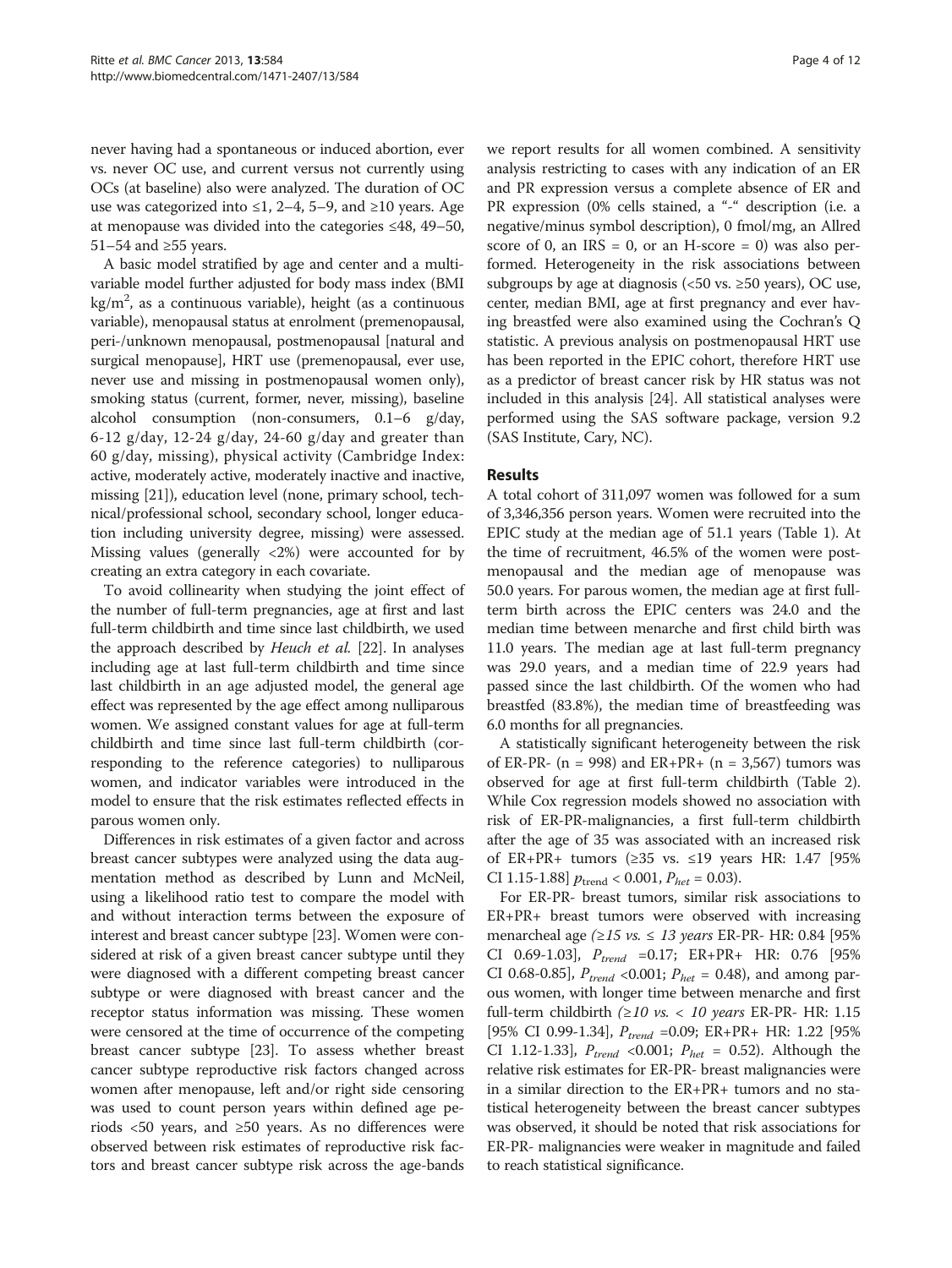never having had a spontaneous or induced abortion, ever vs. never OC use, and current versus not currently using OCs (at baseline) also were analyzed. The duration of OC use was categorized into ≤1, 2–4, 5–9, and ≥10 years. Age at menopause was divided into the categories ≤48, 49–50, 51–54 and ≥55 years.

A basic model stratified by age and center and a multivariable model further adjusted for body mass index (BMI $kg/m^2$, as a continuous variable), height (as a continuous variable), menopausal status at enrolment (premenopausal, peri-/unknown menopausal, postmenopausal [natural and surgical menopause], HRT use (premenopausal, ever use, never use and missing in postmenopausal women only), smoking status (current, former, never, missing), baseline alcohol consumption (non-consumers, 0.1–6 g/day, 6-12 g/day, 12-24 g/day, 24-60 g/day and greater than 60 g/day, missing), physical activity (Cambridge Index: active, moderately active, moderately inactive and inactive, missing [21]), education level (none, primary school, technical/professional school, secondary school, longer education including university degree, missing) were assessed. Missing values (generally <2%) were accounted for by creating an extra category in each covariate.

To avoid collinearity when studying the joint effect of the number of full-term pregnancies, age at first and last full-term childbirth and time since last childbirth, we used the approach described by *Heuch et al.* [22]. In analyses including age at last full-term childbirth and time since last childbirth in an age adjusted model, the general age effect was represented by the age effect among nulliparous women. We assigned constant values for age at full-term childbirth and time since last full-term childbirth (corresponding to the reference categories) to nulliparous women, and indicator variables were introduced in the model to ensure that the risk estimates reflected effects in parous women only.

Differences in risk estimates of a given factor and across breast cancer subtypes were analyzed using the data augmentation method as described by Lunn and McNeil, using a likelihood ratio test to compare the model with and without interaction terms between the exposure of interest and breast cancer subtype [23]. Women were considered at risk of a given breast cancer subtype until they were diagnosed with a different competing breast cancer subtype or were diagnosed with breast cancer and the receptor status information was missing. These women were censored at the time of occurrence of the competing breast cancer subtype [23]. To assess whether breast cancer subtype reproductive risk factors changed across women after menopause, left and/or right side censoring was used to count person years within defined age periods <50 years, and ≥50 years. As no differences were observed between risk estimates of reproductive risk factors and breast cancer subtype risk across the age-bands we report results for all women combined. A sensitivity analysis restricting to cases with any indication of an ER and PR expression versus a complete absence of ER and PR expression (0% cells stained, a "-" description (i.e. a negative/minus symbol description), 0 fmol/mg, an Allred score of 0, an IRS = 0, or an H-score = 0) was also performed. Heterogeneity in the risk associations between subgroups by age at diagnosis (<50 vs. ≥50 years), OC use, center, median BMI, age at first pregnancy and ever having breastfed were also examined using the Cochran's Q statistic. A previous analysis on postmenopausal HRT use has been reported in the EPIC cohort, therefore HRT use as a predictor of breast cancer risk by HR status was not included in this analysis [24]. All statistical analyses were performed using the SAS software package, version 9.2 (SAS Institute, Cary, NC).

## Results

A total cohort of 311,097 women was followed for a sum of 3,346,356 person years. Women were recruited into the EPIC study at the median age of 51.1 years (Table 1). At the time of recruitment, 46.5% of the women were postmenopausal and the median age of menopause was 50.0 years. For parous women, the median age at first full-term birth across the EPIC centers was 24.0 and the median time between menarche and first child birth was 11.0 years. The median age at last full-term pregnancy was 29.0 years, and a median time of 22.9 years had passed since the last childbirth. Of the women who had breastfed (83.8%), the median time of breastfeeding was 6.0 months for all pregnancies.

A statistically significant heterogeneity between the risk of ER-PR- (n = 998) and ER+PR+ (n = 3,567) tumors was observed for age at first full-term childbirth (Table 2). While Cox regression models showed no association with risk of ER-PR-malignancies, a first full-term childbirth after the age of 35 was associated with an increased risk of ER+PR+ tumors (≥35 vs. ≤19 years HR: 1.47 [95% CI 1.15-1.88] $p_{\text{trend}} < 0.001$, $P_{het} = 0.03$).

For ER-PR- breast tumors, similar risk associations to ER+PR+ breast tumors were observed with increasing menarcheal age (*≥15 vs. ≤ 13 years* ER-PR- HR: 0.84 [95% CI 0.69-1.03], $P_{trend}$ =0.17; ER+PR+ HR: 0.76 [95% CI 0.68-0.85], $P_{trend}$ <0.001; $P_{het}$ = 0.48), and among parous women, with longer time between menarche and first full-term childbirth (*≥10 vs. < 10 years* ER-PR- HR: 1.15 [95% CI 0.99-1.34], $P_{trend}$ =0.09; ER+PR+ HR: 1.22 [95% CI 1.12-1.33], $P_{trend}$ <0.001; $P_{het}$ = 0.52). Although the relative risk estimates for ER-PR- breast malignancies were in a similar direction to the ER+PR+ tumors and no statistical heterogeneity between the breast cancer subtypes was observed, it should be noted that risk associations for ER-PR- malignancies were weaker in magnitude and failed to reach statistical significance.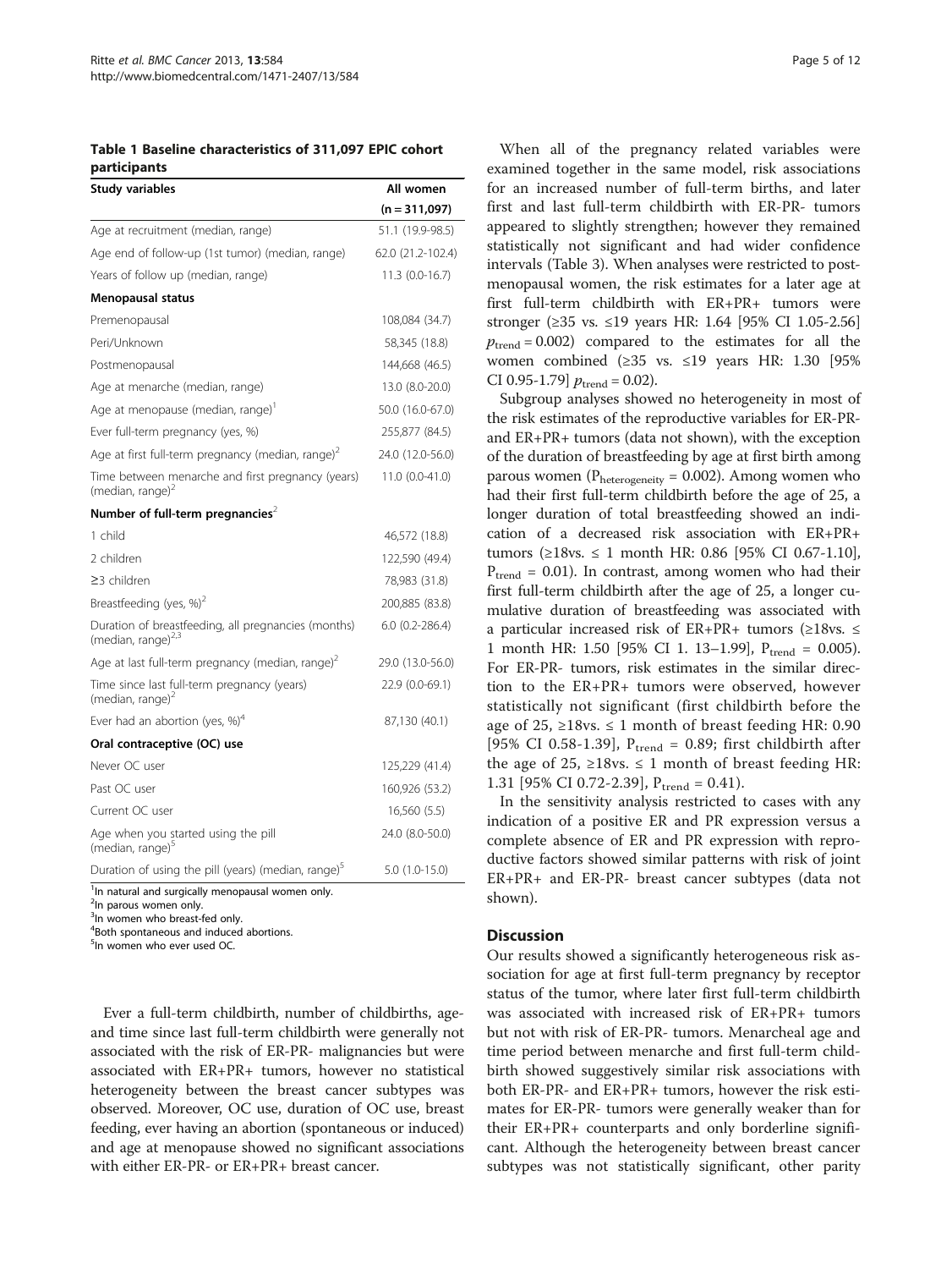**Table 1 Baseline characteristics of 311,097 EPIC cohort participants**

| Study variables | All women (n = 311,097) |
|---|---|
| Age at recruitment (median, range) | 51.1 (19.9-98.5) |
| Age end of follow-up (1st tumor) (median, range) | 62.0 (21.2-102.4) |
| Years of follow up (median, range) | 11.3 (0.0-16.7) |
| **Menopausal status** | |
| Premenopausal | 108,084 (34.7) |
| Peri/Unknown | 58,345 (18.8) |
| Postmenopausal | 144,668 (46.5) |
| Age at menarche (median, range) | 13.0 (8.0-20.0) |
| Age at menopause (median, range)[1] | 50.0 (16.0-67.0) |
| Ever full-term pregnancy (yes, %) | 255,877 (84.5) |
| Age at first full-term pregnancy (median, range)[2] | 24.0 (12.0-56.0) |
| Time between menarche and first pregnancy (years) (median, range)[2] | 11.0 (0.0-41.0) |
| **Number of full-term pregnancies**[2] | |
| 1 child | 46,572 (18.8) |
| 2 children | 122,590 (49.4) |
| ≥3 children | 78,983 (31.8) |
| Breastfeeding (yes, %)[2] | 200,885 (83.8) |
| Duration of breastfeeding, all pregnancies (months) (median, range)[2,3] | 6.0 (0.2-286.4) |
| Age at last full-term pregnancy (median, range)[2] | 29.0 (13.0-56.0) |
| Time since last full-term pregnancy (years) (median, range)[2] | 22.9 (0.0-69.1) |
| Ever had an abortion (yes, %)[4] | 87,130 (40.1) |
| **Oral contraceptive (OC) use** | |
| Never OC user | 125,229 (41.4) |
| Past OC user | 160,926 (53.2) |
| Current OC user | 16,560 (5.5) |
| Age when you started using the pill (median, range)[5] | 24.0 (8.0-50.0) |
| Duration of using the pill (years) (median, range)[5] | 5.0 (1.0-15.0) |

[1]In natural and surgically menopausal women only.
[2]In parous women only.
[3]In women who breast-fed only.
[4]Both spontaneous and induced abortions.
[5]In women who ever used OC.

Ever a full-term childbirth, number of childbirths, age- and time since last full-term childbirth were generally not associated with the risk of ER-PR- malignancies but were associated with ER+PR+ tumors, however no statistical heterogeneity between the breast cancer subtypes was observed. Moreover, OC use, duration of OC use, breast feeding, ever having an abortion (spontaneous or induced) and age at menopause showed no significant associations with either ER-PR- or ER+PR+ breast cancer.

When all of the pregnancy related variables were examined together in the same model, risk associations for an increased number of full-term births, and later first and last full-term childbirth with ER-PR- tumors appeared to slightly strengthen; however they remained statistically not significant and had wider confidence intervals (Table 3). When analyses were restricted to postmenopausal women, the risk estimates for a later age at first full-term childbirth with ER+PR+ tumors were stronger (≥35 vs. ≤19 years HR: 1.64 [95% CI 1.05-2.56] $p_{trend} = 0.002$) compared to the estimates for all the women combined (≥35 vs. ≤19 years HR: 1.30 [95% CI 0.95-1.79] $p_{trend} = 0.02$).

Subgroup analyses showed no heterogeneity in most of the risk estimates of the reproductive variables for ER-PR- and ER+PR+ tumors (data not shown), with the exception of the duration of breastfeeding by age at first birth among parous women ($P_{heterogeneity} = 0.002$). Among women who had their first full-term childbirth before the age of 25, a longer duration of total breastfeeding showed an indication of a decreased risk association with ER+PR+ tumors (≥18vs. ≤ 1 month HR: 0.86 [95% CI 0.67-1.10], $P_{trend} = 0.01$). In contrast, among women who had their first full-term childbirth after the age of 25, a longer cumulative duration of breastfeeding was associated with a particular increased risk of ER+PR+ tumors (≥18vs. ≤ 1 month HR: 1.50 [95% CI 1. 13–1.99], $P_{trend} = 0.005$). For ER-PR- tumors, risk estimates in the similar direction to the ER+PR+ tumors were observed, however statistically not significant (first childbirth before the age of 25, ≥18vs. ≤ 1 month of breast feeding HR: 0.90 [95% CI 0.58-1.39], $P_{trend} = 0.89$; first childbirth after the age of 25, ≥18vs. ≤ 1 month of breast feeding HR: 1.31 [95% CI 0.72-2.39], $P_{trend} = 0.41$).

In the sensitivity analysis restricted to cases with any indication of a positive ER and PR expression versus a complete absence of ER and PR expression with reproductive factors showed similar patterns with risk of joint ER+PR+ and ER-PR- breast cancer subtypes (data not shown).

## Discussion

Our results showed a significantly heterogeneous risk association for age at first full-term pregnancy by receptor status of the tumor, where later first full-term childbirth was associated with increased risk of ER+PR+ tumors but not with risk of ER-PR- tumors. Menarcheal age and time period between menarche and first full-term childbirth showed suggestively similar risk associations with both ER-PR- and ER+PR+ tumors, however the risk estimates for ER-PR- tumors were generally weaker than for their ER+PR+ counterparts and only borderline significant. Although the heterogeneity between breast cancer subtypes was not statistically significant, other parity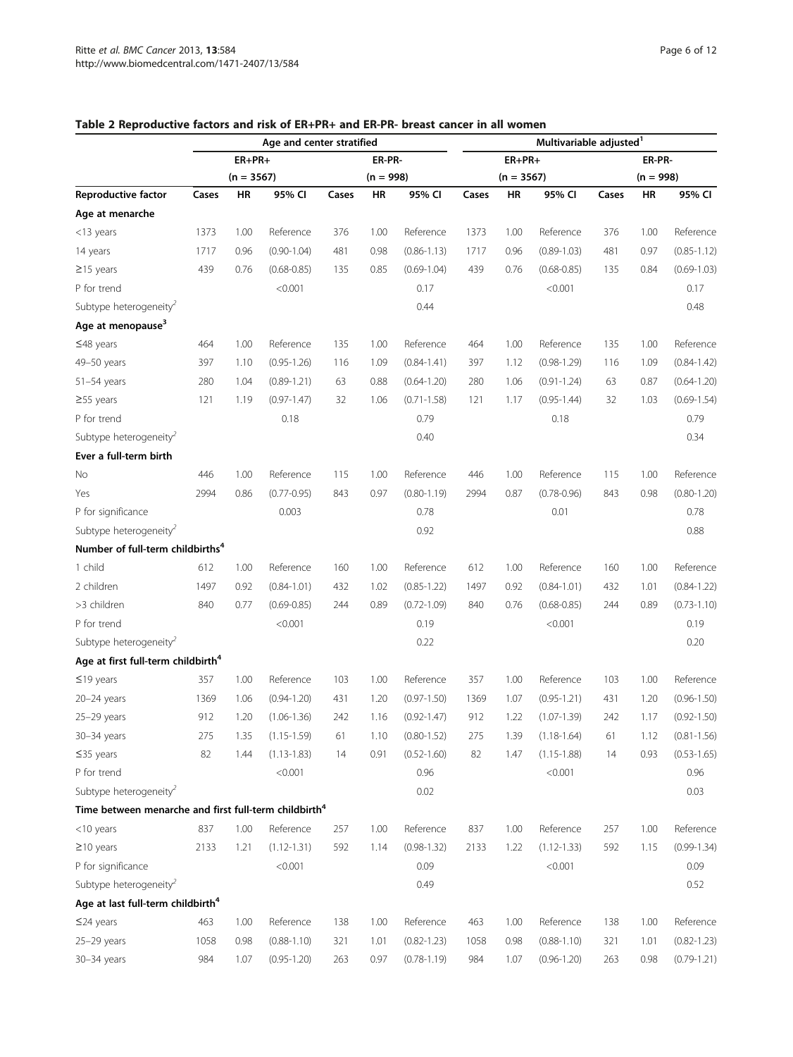**Table 2 Reproductive factors and risk of ER+PR+ and ER-PR- breast cancer in all women**

| | Age and center stratified | | | | | | Multivariable adjusted[1] | | | | | |
|---|---|---|---|---|---|---|---|---|---|---|---|---|
| | ER+PR+ | | | ER-PR- | | | ER+PR+ | | | ER-PR- | | |
| | (n = 3567) | | | (n = 998) | | | (n = 3567) | | | (n = 998) | | |
| **Reproductive factor** | **Cases** | **HR** | **95% CI** | **Cases** | **HR** | **95% CI** | **Cases** | **HR** | **95% CI** | **Cases** | **HR** | **95% CI** |
| **Age at menarche** | | | | | | | | | | | | |
| <13 years | 1373 | 1.00 | Reference | 376 | 1.00 | Reference | 1373 | 1.00 | Reference | 376 | 1.00 | Reference |
| 14 years | 1717 | 0.96 | (0.90-1.04) | 481 | 0.98 | (0.86-1.13) | 1717 | 0.96 | (0.89-1.03) | 481 | 0.97 | (0.85-1.12) |
| ≥15 years | 439 | 0.76 | (0.68-0.85) | 135 | 0.85 | (0.69-1.04) | 439 | 0.76 | (0.68-0.85) | 135 | 0.84 | (0.69-1.03) |
| P for trend | | | <0.001 | | | 0.17 | | | <0.001 | | | 0.17 |
| Subtype heterogeneity[2] | | | | | | 0.44 | | | | | | 0.48 |
| **Age at menopause[3]** | | | | | | | | | | | | |
| ≤48 years | 464 | 1.00 | Reference | 135 | 1.00 | Reference | 464 | 1.00 | Reference | 135 | 1.00 | Reference |
| 49–50 years | 397 | 1.10 | (0.95-1.26) | 116 | 1.09 | (0.84-1.41) | 397 | 1.12 | (0.98-1.29) | 116 | 1.09 | (0.84-1.42) |
| 51–54 years | 280 | 1.04 | (0.89-1.21) | 63 | 0.88 | (0.64-1.20) | 280 | 1.06 | (0.91-1.24) | 63 | 0.87 | (0.64-1.20) |
| ≥55 years | 121 | 1.19 | (0.97-1.47) | 32 | 1.06 | (0.71-1.58) | 121 | 1.17 | (0.95-1.44) | 32 | 1.03 | (0.69-1.54) |
| P for trend | | | 0.18 | | | 0.79 | | | 0.18 | | | 0.79 |
| Subtype heterogeneity[2] | | | | | | 0.40 | | | | | | 0.34 |
| **Ever a full-term birth** | | | | | | | | | | | | |
| No | 446 | 1.00 | Reference | 115 | 1.00 | Reference | 446 | 1.00 | Reference | 115 | 1.00 | Reference |
| Yes | 2994 | 0.86 | (0.77-0.95) | 843 | 0.97 | (0.80-1.19) | 2994 | 0.87 | (0.78-0.96) | 843 | 0.98 | (0.80-1.20) |
| P for significance | | | 0.003 | | | 0.78 | | | 0.01 | | | 0.78 |
| Subtype heterogeneity[2] | | | | | | 0.92 | | | | | | 0.88 |
| **Number of full-term childbirths[4]** | | | | | | | | | | | | |
| 1 child | 612 | 1.00 | Reference | 160 | 1.00 | Reference | 612 | 1.00 | Reference | 160 | 1.00 | Reference |
| 2 children | 1497 | 0.92 | (0.84-1.01) | 432 | 1.02 | (0.85-1.22) | 1497 | 0.92 | (0.84-1.01) | 432 | 1.01 | (0.84-1.22) |
| >3 children | 840 | 0.77 | (0.69-0.85) | 244 | 0.89 | (0.72-1.09) | 840 | 0.76 | (0.68-0.85) | 244 | 0.89 | (0.73-1.10) |
| P for trend | | | <0.001 | | | 0.19 | | | <0.001 | | | 0.19 |
| Subtype heterogeneity[2] | | | | | | 0.22 | | | | | | 0.20 |
| **Age at first full-term childbirth[4]** | | | | | | | | | | | | |
| ≤19 years | 357 | 1.00 | Reference | 103 | 1.00 | Reference | 357 | 1.00 | Reference | 103 | 1.00 | Reference |
| 20–24 years | 1369 | 1.06 | (0.94-1.20) | 431 | 1.20 | (0.97-1.50) | 1369 | 1.07 | (0.95-1.21) | 431 | 1.20 | (0.96-1.50) |
| 25–29 years | 912 | 1.20 | (1.06-1.36) | 242 | 1.16 | (0.92-1.47) | 912 | 1.22 | (1.07-1.39) | 242 | 1.17 | (0.92-1.50) |
| 30–34 years | 275 | 1.35 | (1.15-1.59) | 61 | 1.10 | (0.80-1.52) | 275 | 1.39 | (1.18-1.64) | 61 | 1.12 | (0.81-1.56) |
| ≤35 years | 82 | 1.44 | (1.13-1.83) | 14 | 0.91 | (0.52-1.60) | 82 | 1.47 | (1.15-1.88) | 14 | 0.93 | (0.53-1.65) |
| P for trend | | | <0.001 | | | 0.96 | | | <0.001 | | | 0.96 |
| Subtype heterogeneity[2] | | | | | | 0.02 | | | | | | 0.03 |
| **Time between menarche and first full-term childbirth[4]** | | | | | | | | | | | | |
| <10 years | 837 | 1.00 | Reference | 257 | 1.00 | Reference | 837 | 1.00 | Reference | 257 | 1.00 | Reference |
| ≥10 years | 2133 | 1.21 | (1.12-1.31) | 592 | 1.14 | (0.98-1.32) | 2133 | 1.22 | (1.12-1.33) | 592 | 1.15 | (0.99-1.34) |
| P for significance | | | <0.001 | | | 0.09 | | | <0.001 | | | 0.09 |
| Subtype heterogeneity[2] | | | | | | 0.49 | | | | | | 0.52 |
| **Age at last full-term childbirth[4]** | | | | | | | | | | | | |
| ≤24 years | 463 | 1.00 | Reference | 138 | 1.00 | Reference | 463 | 1.00 | Reference | 138 | 1.00 | Reference |
| 25–29 years | 1058 | 0.98 | (0.88-1.10) | 321 | 1.01 | (0.82-1.23) | 1058 | 0.98 | (0.88-1.10) | 321 | 1.01 | (0.82-1.23) |
| 30–34 years | 984 | 1.07 | (0.95-1.20) | 263 | 0.97 | (0.78-1.19) | 984 | 1.07 | (0.96-1.20) | 263 | 0.98 | (0.79-1.21) |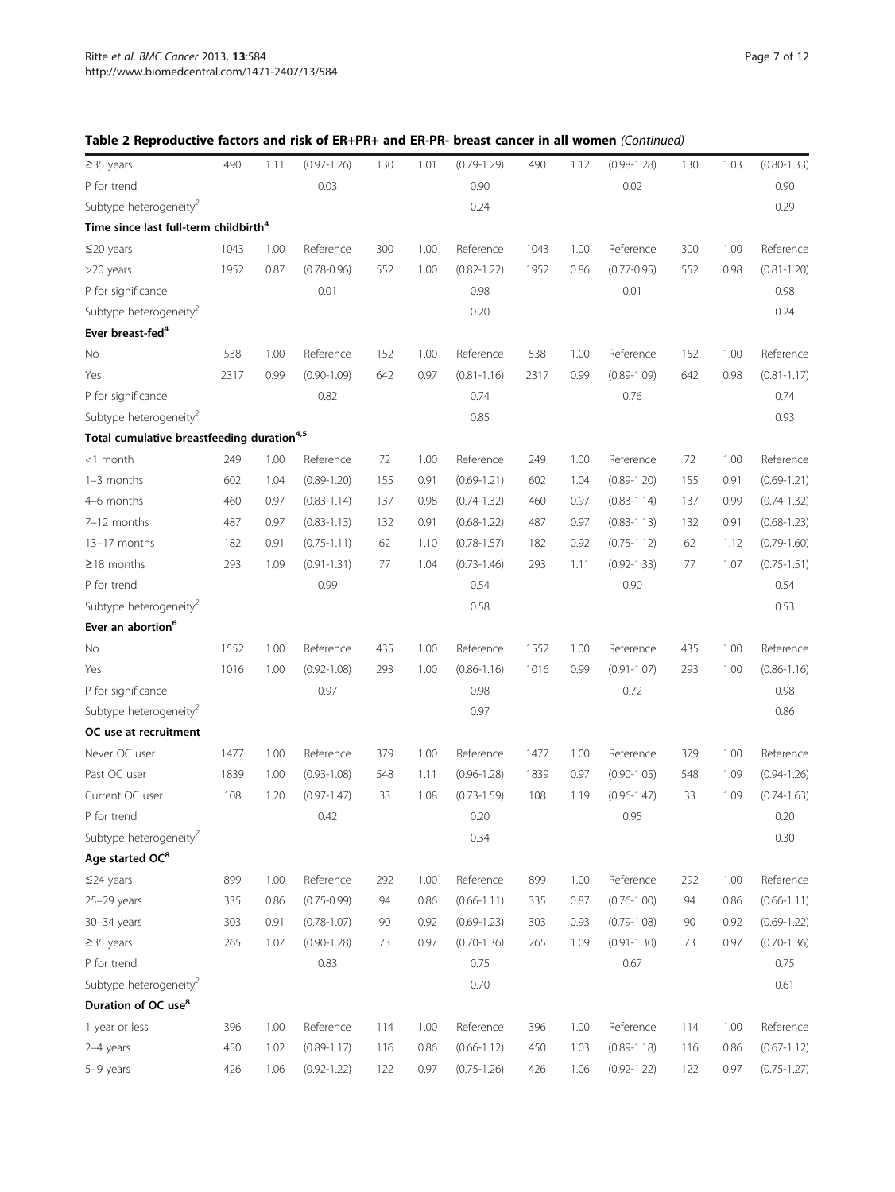**Table 2 Reproductive factors and risk of ER+PR+ and ER-PR- breast cancer in all women** *(Continued)*

| | | | | | | | | | | | | |
|---|---|---|---|---|---|---|---|---|---|---|---|---|
| ≥35 years | 490 | 1.11 | (0.97-1.26) | 130 | 1.01 | (0.79-1.29) | 490 | 1.12 | (0.98-1.28) | 130 | 1.03 | (0.80-1.33) |
| P for trend | | | 0.03 | | | 0.90 | | | 0.02 | | | 0.90 |
| Subtype heterogeneity[2] | | | | | | 0.24 | | | | | | 0.29 |
| **Time since last full-term childbirth[4]** | | | | | | | | | | | | |
| ≤20 years | 1043 | 1.00 | Reference | 300 | 1.00 | Reference | 1043 | 1.00 | Reference | 300 | 1.00 | Reference |
| >20 years | 1952 | 0.87 | (0.78-0.96) | 552 | 1.00 | (0.82-1.22) | 1952 | 0.86 | (0.77-0.95) | 552 | 0.98 | (0.81-1.20) |
| P for significance | | | 0.01 | | | 0.98 | | | 0.01 | | | 0.98 |
| Subtype heterogeneity[2] | | | | | | 0.20 | | | | | | 0.24 |
| **Ever breast-fed[4]** | | | | | | | | | | | | |
| No | 538 | 1.00 | Reference | 152 | 1.00 | Reference | 538 | 1.00 | Reference | 152 | 1.00 | Reference |
| Yes | 2317 | 0.99 | (0.90-1.09) | 642 | 0.97 | (0.81-1.16) | 2317 | 0.99 | (0.89-1.09) | 642 | 0.98 | (0.81-1.17) |
| P for significance | | | 0.82 | | | 0.74 | | | 0.76 | | | 0.74 |
| Subtype heterogeneity[2] | | | | | | 0.85 | | | | | | 0.93 |
| **Total cumulative breastfeeding duration[4,5]** | | | | | | | | | | | | |
| <1 month | 249 | 1.00 | Reference | 72 | 1.00 | Reference | 249 | 1.00 | Reference | 72 | 1.00 | Reference |
| 1–3 months | 602 | 1.04 | (0.89-1.20) | 155 | 0.91 | (0.69-1.21) | 602 | 1.04 | (0.89-1.20) | 155 | 0.91 | (0.69-1.21) |
| 4–6 months | 460 | 0.97 | (0.83-1.14) | 137 | 0.98 | (0.74-1.32) | 460 | 0.97 | (0.83-1.14) | 137 | 0.99 | (0.74-1.32) |
| 7–12 months | 487 | 0.97 | (0.83-1.13) | 132 | 0.91 | (0.68-1.22) | 487 | 0.97 | (0.83-1.13) | 132 | 0.91 | (0.68-1.23) |
| 13–17 months | 182 | 0.91 | (0.75-1.11) | 62 | 1.10 | (0.78-1.57) | 182 | 0.92 | (0.75-1.12) | 62 | 1.12 | (0.79-1.60) |
| ≥18 months | 293 | 1.09 | (0.91-1.31) | 77 | 1.04 | (0.73-1.46) | 293 | 1.11 | (0.92-1.33) | 77 | 1.07 | (0.75-1.51) |
| P for trend | | | 0.99 | | | 0.54 | | | 0.90 | | | 0.54 |
| Subtype heterogeneity[2] | | | | | | 0.58 | | | | | | 0.53 |
| **Ever an abortion[6]** | | | | | | | | | | | | |
| No | 1552 | 1.00 | Reference | 435 | 1.00 | Reference | 1552 | 1.00 | Reference | 435 | 1.00 | Reference |
| Yes | 1016 | 1.00 | (0.92-1.08) | 293 | 1.00 | (0.86-1.16) | 1016 | 0.99 | (0.91-1.07) | 293 | 1.00 | (0.86-1.16) |
| P for significance | | | 0.97 | | | 0.98 | | | 0.72 | | | 0.98 |
| Subtype heterogeneity[2] | | | | | | 0.97 | | | | | | 0.86 |
| **OC use at recruitment** | | | | | | | | | | | | |
| Never OC user | 1477 | 1.00 | Reference | 379 | 1.00 | Reference | 1477 | 1.00 | Reference | 379 | 1.00 | Reference |
| Past OC user | 1839 | 1.00 | (0.93-1.08) | 548 | 1.11 | (0.96-1.28) | 1839 | 0.97 | (0.90-1.05) | 548 | 1.09 | (0.94-1.26) |
| Current OC user | 108 | 1.20 | (0.97-1.47) | 33 | 1.08 | (0.73-1.59) | 108 | 1.19 | (0.96-1.47) | 33 | 1.09 | (0.74-1.63) |
| P for trend | | | 0.42 | | | 0.20 | | | 0.95 | | | 0.20 |
| Subtype heterogeneity[7] | | | | | | 0.34 | | | | | | 0.30 |
| **Age started OC[8]** | | | | | | | | | | | | |
| ≤24 years | 899 | 1.00 | Reference | 292 | 1.00 | Reference | 899 | 1.00 | Reference | 292 | 1.00 | Reference |
| 25–29 years | 335 | 0.86 | (0.75-0.99) | 94 | 0.86 | (0.66-1.11) | 335 | 0.87 | (0.76-1.00) | 94 | 0.86 | (0.66-1.11) |
| 30–34 years | 303 | 0.91 | (0.78-1.07) | 90 | 0.92 | (0.69-1.23) | 303 | 0.93 | (0.79-1.08) | 90 | 0.92 | (0.69-1.22) |
| ≥35 years | 265 | 1.07 | (0.90-1.28) | 73 | 0.97 | (0.70-1.36) | 265 | 1.09 | (0.91-1.30) | 73 | 0.97 | (0.70-1.36) |
| P for trend | | | 0.83 | | | 0.75 | | | 0.67 | | | 0.75 |
| Subtype heterogeneity[2] | | | | | | 0.70 | | | | | | 0.61 |
| **Duration of OC use[8]** | | | | | | | | | | | | |
| 1 year or less | 396 | 1.00 | Reference | 114 | 1.00 | Reference | 396 | 1.00 | Reference | 114 | 1.00 | Reference |
| 2–4 years | 450 | 1.02 | (0.89-1.17) | 116 | 0.86 | (0.66-1.12) | 450 | 1.03 | (0.89-1.18) | 116 | 0.86 | (0.67-1.12) |
| 5–9 years | 426 | 1.06 | (0.92-1.22) | 122 | 0.97 | (0.75-1.26) | 426 | 1.06 | (0.92-1.22) | 122 | 0.97 | (0.75-1.27) |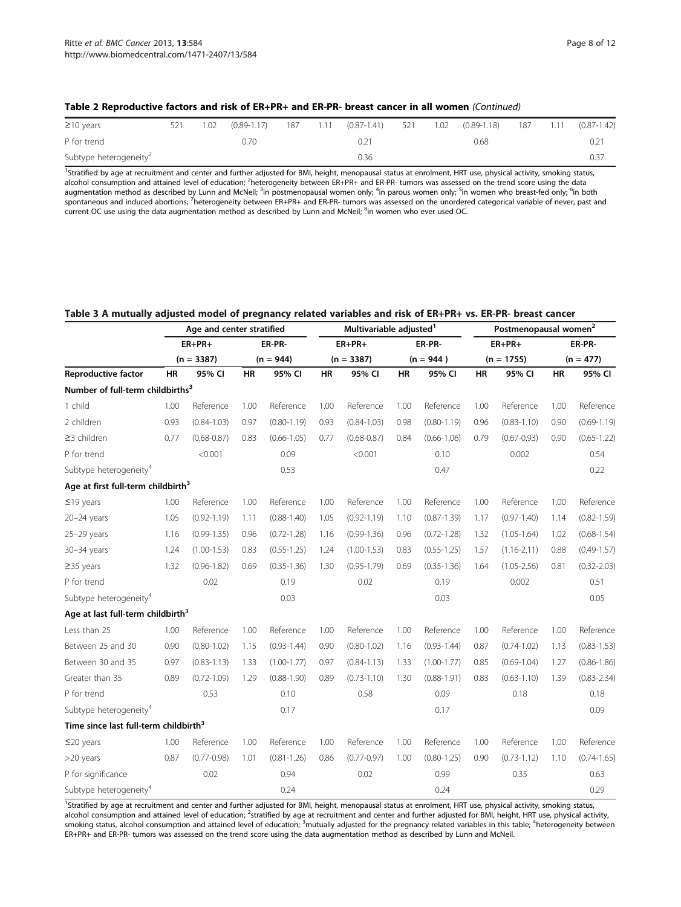**Table 2 Reproductive factors and risk of ER+PR+ and ER-PR- breast cancer in all women** *(Continued)*

| | | | | | | | | | | | | |
|---|---|---|---|---|---|---|---|---|---|---|---|---|
| ≥10 years | 521 | 1.02 | (0.89-1.17) | 187 | 1.11 | (0.87-1.41) | 521 | 1.02 | (0.89-1.18) | 187 | 1.11 | (0.87-1.42) |
| P for trend | | | 0.70 | | | 0.21 | | | 0.68 | | | 0.21 |
| Subtype heterogeneity[2] | | | | | | 0.36 | | | | | | 0.37 |

[1]Stratified by age at recruitment and center and further adjusted for BMI, height, menopausal status at enrolment, HRT use, physical activity, smoking status, alcohol consumption and attained level of education; [2]heterogeneity between ER+PR+ and ER-PR- tumors was assessed on the trend score using the data augmentation method as described by Lunn and McNeil; [3]in postmenopausal women only; [4]in parous women only; [5]in women who breast-fed only; [6]in both spontaneous and induced abortions; [7]heterogeneity between ER+PR+ and ER-PR- tumors was assessed on the unordered categorical variable of never, past and current OC use using the data augmentation method as described by Lunn and McNeil; [8]in women who ever used OC.

**Table 3 A mutually adjusted model of pregnancy related variables and risk of ER+PR+ vs. ER-PR- breast cancer**

| | Age and center stratified | | | | Multivariable adjusted[1] | | | | Postmenopausal women[2] | | | |
|---|---|---|---|---|---|---|---|---|---|---|---|---|
| | ER+PR+ | | ER-PR- | | ER+PR+ | | ER-PR- | | ER+PR+ | | ER-PR- | |
| | (n = 3387) | | (n = 944) | | (n = 3387) | | (n = 944 ) | | (n = 1755) | | (n = 477) | |
| **Reproductive factor** | **HR** | **95% CI** | **HR** | **95% CI** | **HR** | **95% CI** | **HR** | **95% CI** | **HR** | **95% CI** | **HR** | **95% CI** |
| **Number of full-term childbirths[3]** | | | | | | | | | | | | |
| 1 child | 1.00 | Reference | 1.00 | Reference | 1.00 | Reference | 1.00 | Reference | 1.00 | Reference | 1.00 | Reference |
| 2 children | 0.93 | (0.84-1.03) | 0.97 | (0.80-1.19) | 0.93 | (0.84-1.03) | 0.98 | (0.80-1.19) | 0.96 | (0.83-1.10) | 0.90 | (0.69-1.19) |
| ≥3 children | 0.77 | (0.68-0.87) | 0.83 | (0.66-1.05) | 0.77 | (0.68-0.87) | 0.84 | (0.66-1.06) | 0.79 | (0.67-0.93) | 0.90 | (0.65-1.22) |
| P for trend | | <0.001 | | 0.09 | | <0.001 | | 0.10 | | 0.002 | | 0.54 |
| Subtype heterogeneity[4] | | | | 0.53 | | | | 0.47 | | | | 0.22 |
| **Age at first full-term childbirth[3]** | | | | | | | | | | | | |
| ≤19 years | 1.00 | Reference | 1.00 | Reference | 1.00 | Reference | 1.00 | Reference | 1.00 | Reference | 1.00 | Reference |
| 20–24 years | 1.05 | (0.92-1.19) | 1.11 | (0.88-1.40) | 1.05 | (0.92-1.19) | 1.10 | (0.87-1.39) | 1.17 | (0.97-1.40) | 1.14 | (0.82-1.59) |
| 25–29 years | 1.16 | (0.99-1.35) | 0.96 | (0.72-1.28) | 1.16 | (0.99-1.36) | 0.96 | (0.72-1.28) | 1.32 | (1.05-1.64) | 1.02 | (0.68-1.54) |
| 30–34 years | 1.24 | (1.00-1.53) | 0.83 | (0.55-1.25) | 1.24 | (1.00-1.53) | 0.83 | (0.55-1.25) | 1.57 | (1.16-2.11) | 0.88 | (0.49-1.57) |
| ≥35 years | 1.32 | (0.96-1.82) | 0.69 | (0.35-1.36) | 1.30 | (0.95-1.79) | 0.69 | (0.35-1.36) | 1.64 | (1.05-2.56) | 0.81 | (0.32-2.03) |
| P for trend | | 0.02 | | 0.19 | | 0.02 | | 0.19 | | 0.002 | | 0.51 |
| Subtype heterogeneity[4] | | | | 0.03 | | | | 0.03 | | | | 0.05 |
| **Age at last full-term childbirth[3]** | | | | | | | | | | | | |
| Less than 25 | 1.00 | Reference | 1.00 | Reference | 1.00 | Reference | 1.00 | Reference | 1.00 | Reference | 1.00 | Reference |
| Between 25 and 30 | 0.90 | (0.80-1.02) | 1.15 | (0.93-1.44) | 0.90 | (0.80-1.02) | 1.16 | (0.93-1.44) | 0.87 | (0.74-1.02) | 1.13 | (0.83-1.53) |
| Between 30 and 35 | 0.97 | (0.83-1.13) | 1.33 | (1.00-1.77) | 0.97 | (0.84-1.13) | 1.33 | (1.00-1.77) | 0.85 | (0.69-1.04) | 1.27 | (0.86-1.86) |
| Greater than 35 | 0.89 | (0.72-1.09) | 1.29 | (0.88-1.90) | 0.89 | (0.73-1.10) | 1.30 | (0.88-1.91) | 0.83 | (0.63-1.10) | 1.39 | (0.83-2.34) |
| P for trend | | 0.53 | | 0.10 | | 0.58 | | 0.09 | | 0.18 | | 0.18 |
| Subtype heterogeneity[4] | | | | 0.17 | | | | 0.17 | | | | 0.09 |
| **Time since last full-term childbirth[3]** | | | | | | | | | | | | |
| ≤20 years | 1.00 | Reference | 1.00 | Reference | 1.00 | Reference | 1.00 | Reference | 1.00 | Reference | 1.00 | Reference |
| >20 years | 0.87 | (0.77-0.98) | 1.01 | (0.81-1.26) | 0.86 | (0.77-0.97) | 1.00 | (0.80-1.25) | 0.90 | (0.73-1.12) | 1.10 | (0.74-1.65) |
| P for significance | | 0.02 | | 0.94 | | 0.02 | | 0.99 | | 0.35 | | 0.63 |
| Subtype heterogeneity[4] | | | | 0.24 | | | | 0.24 | | | | 0.29 |

[1]Stratified by age at recruitment and center and further adjusted for BMI, height, menopausal status at enrolment, HRT use, physical activity, smoking status, alcohol consumption and attained level of education; [2]stratified by age at recruitment and center and further adjusted for BMI, height, HRT use, physical activity, smoking status, alcohol consumption and attained level of education; [3]mutually adjusted for the pregnancy related variables in this table; [4]heterogeneity between ER+PR+ and ER-PR- tumors was assessed on the trend score using the data augmentation method as described by Lunn and McNeil.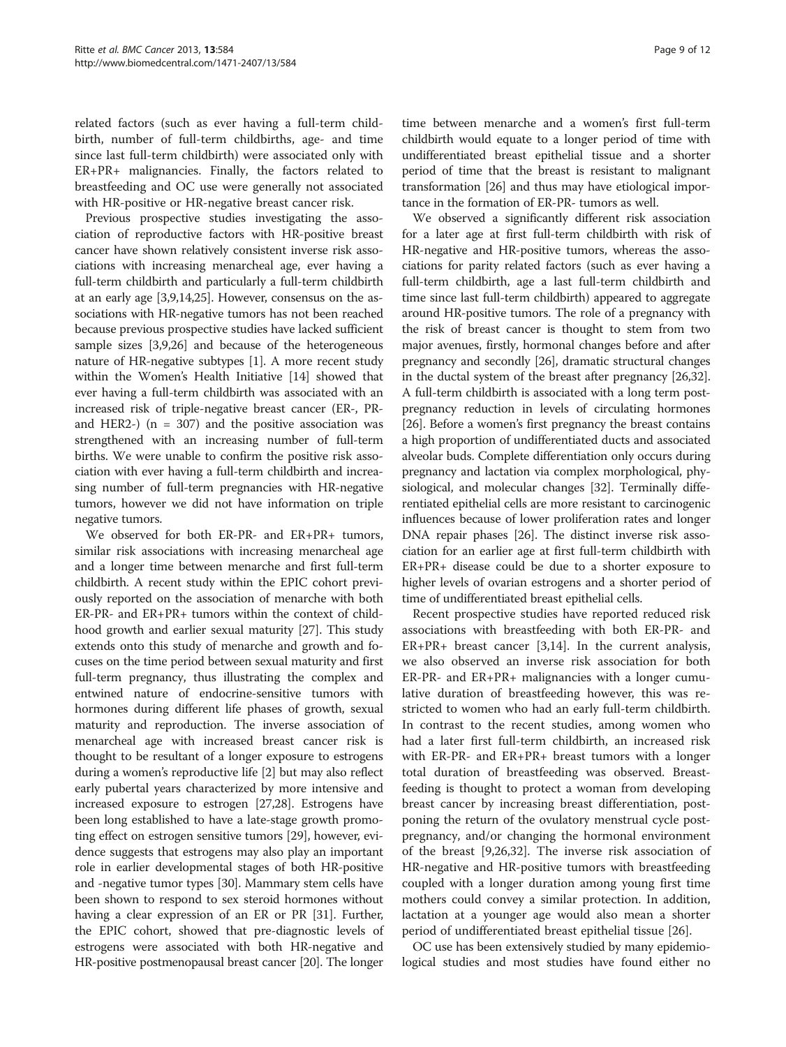related factors (such as ever having a full-term childbirth, number of full-term childbirths, age- and time since last full-term childbirth) were associated only with ER+PR+ malignancies. Finally, the factors related to breastfeeding and OC use were generally not associated with HR-positive or HR-negative breast cancer risk.

Previous prospective studies investigating the association of reproductive factors with HR-positive breast cancer have shown relatively consistent inverse risk associations with increasing menarcheal age, ever having a full-term childbirth and particularly a full-term childbirth at an early age [3,9,14,25]. However, consensus on the associations with HR-negative tumors has not been reached because previous prospective studies have lacked sufficient sample sizes [3,9,26] and because of the heterogeneous nature of HR-negative subtypes [1]. A more recent study within the Women's Health Initiative [14] showed that ever having a full-term childbirth was associated with an increased risk of triple-negative breast cancer (ER-, PR- and HER2-) (n = 307) and the positive association was strengthened with an increasing number of full-term births. We were unable to confirm the positive risk association with ever having a full-term childbirth and increasing number of full-term pregnancies with HR-negative tumors, however we did not have information on triple negative tumors.

We observed for both ER-PR- and ER+PR+ tumors, similar risk associations with increasing menarcheal age and a longer time between menarche and first full-term childbirth. A recent study within the EPIC cohort previously reported on the association of menarche with both ER-PR- and ER+PR+ tumors within the context of childhood growth and earlier sexual maturity [27]. This study extends onto this study of menarche and growth and focuses on the time period between sexual maturity and first full-term pregnancy, thus illustrating the complex and entwined nature of endocrine-sensitive tumors with hormones during different life phases of growth, sexual maturity and reproduction. The inverse association of menarcheal age with increased breast cancer risk is thought to be resultant of a longer exposure to estrogens during a women's reproductive life [2] but may also reflect early pubertal years characterized by more intensive and increased exposure to estrogen [27,28]. Estrogens have been long established to have a late-stage growth promoting effect on estrogen sensitive tumors [29], however, evidence suggests that estrogens may also play an important role in earlier developmental stages of both HR-positive and -negative tumor types [30]. Mammary stem cells have been shown to respond to sex steroid hormones without having a clear expression of an ER or PR [31]. Further, the EPIC cohort, showed that pre-diagnostic levels of estrogens were associated with both HR-negative and HR-positive postmenopausal breast cancer [20]. The longer time between menarche and a women's first full-term childbirth would equate to a longer period of time with undifferentiated breast epithelial tissue and a shorter period of time that the breast is resistant to malignant transformation [26] and thus may have etiological importance in the formation of ER-PR- tumors as well.

We observed a significantly different risk association for a later age at first full-term childbirth with risk of HR-negative and HR-positive tumors, whereas the associations for parity related factors (such as ever having a full-term childbirth, age a last full-term childbirth and time since last full-term childbirth) appeared to aggregate around HR-positive tumors. The role of a pregnancy with the risk of breast cancer is thought to stem from two major avenues, firstly, hormonal changes before and after pregnancy and secondly [26], dramatic structural changes in the ductal system of the breast after pregnancy [26,32]. A full-term childbirth is associated with a long term post-pregnancy reduction in levels of circulating hormones [26]. Before a women's first pregnancy the breast contains a high proportion of undifferentiated ducts and associated alveolar buds. Complete differentiation only occurs during pregnancy and lactation via complex morphological, physiological, and molecular changes [32]. Terminally differentiated epithelial cells are more resistant to carcinogenic influences because of lower proliferation rates and longer DNA repair phases [26]. The distinct inverse risk association for an earlier age at first full-term childbirth with ER+PR+ disease could be due to a shorter exposure to higher levels of ovarian estrogens and a shorter period of time of undifferentiated breast epithelial cells.

Recent prospective studies have reported reduced risk associations with breastfeeding with both ER-PR- and ER+PR+ breast cancer [3,14]. In the current analysis, we also observed an inverse risk association for both ER-PR- and ER+PR+ malignancies with a longer cumulative duration of breastfeeding however, this was restricted to women who had an early full-term childbirth. In contrast to the recent studies, among women who had a later first full-term childbirth, an increased risk with ER-PR- and ER+PR+ breast tumors with a longer total duration of breastfeeding was observed. Breastfeeding is thought to protect a woman from developing breast cancer by increasing breast differentiation, postponing the return of the ovulatory menstrual cycle post-pregnancy, and/or changing the hormonal environment of the breast [9,26,32]. The inverse risk association of HR-negative and HR-positive tumors with breastfeeding coupled with a longer duration among young first time mothers could convey a similar protection. In addition, lactation at a younger age would also mean a shorter period of undifferentiated breast epithelial tissue [26].

OC use has been extensively studied by many epidemiological studies and most studies have found either no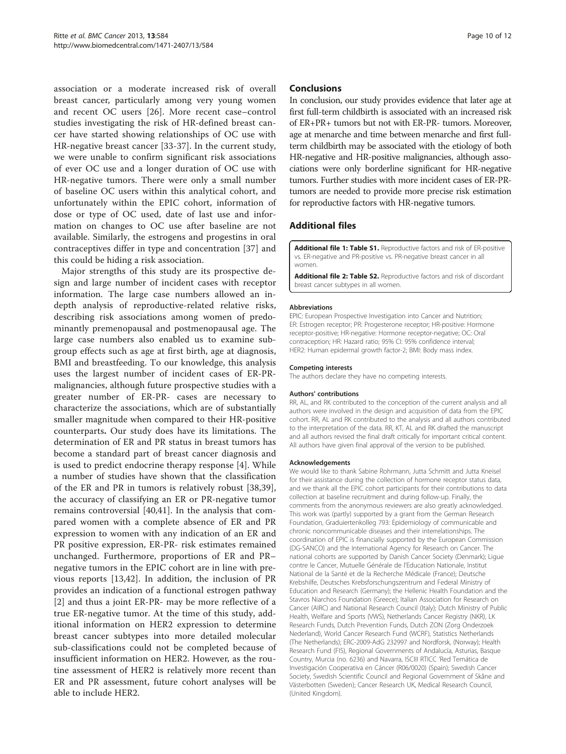association or a moderate increased risk of overall breast cancer, particularly among very young women and recent OC users [26]. More recent case–control studies investigating the risk of HR-defined breast cancer have started showing relationships of OC use with HR-negative breast cancer [33-37]. In the current study, we were unable to confirm significant risk associations of ever OC use and a longer duration of OC use with HR-negative tumors. There were only a small number of baseline OC users within this analytical cohort, and unfortunately within the EPIC cohort, information of dose or type of OC used, date of last use and information on changes to OC use after baseline are not available. Similarly, the estrogens and progestins in oral contraceptives differ in type and concentration [37] and this could be hiding a risk association.

Major strengths of this study are its prospective design and large number of incident cases with receptor information. The large case numbers allowed an in-depth analysis of reproductive-related relative risks, describing risk associations among women of predominantly premenopausal and postmenopausal age. The large case numbers also enabled us to examine subgroup effects such as age at first birth, age at diagnosis, BMI and breastfeeding. To our knowledge, this analysis uses the largest number of incident cases of ER-PR-malignancies, although future prospective studies with a greater number of ER-PR- cases are necessary to characterize the associations, which are of substantially smaller magnitude when compared to their HR-positive counterparts**.** Our study does have its limitations. The determination of ER and PR status in breast tumors has become a standard part of breast cancer diagnosis and is used to predict endocrine therapy response [4]. While a number of studies have shown that the classification of the ER and PR in tumors is relatively robust [38,39], the accuracy of classifying an ER or PR-negative tumor remains controversial [40,41]. In the analysis that compared women with a complete absence of ER and PR expression to women with any indication of an ER and PR positive expression, ER-PR- risk estimates remained unchanged. Furthermore, proportions of ER and PR–negative tumors in the EPIC cohort are in line with previous reports [13,42]. In addition, the inclusion of PR provides an indication of a functional estrogen pathway [2] and thus a joint ER-PR- may be more reflective of a true ER-negative tumor. At the time of this study, additional information on HER2 expression to determine breast cancer subtypes into more detailed molecular sub-classifications could not be completed because of insufficient information on HER2. However, as the routine assessment of HER2 is relatively more recent than ER and PR assessment, future cohort analyses will be able to include HER2.

## Conclusions

In conclusion, our study provides evidence that later age at first full-term childbirth is associated with an increased risk of ER+PR+ tumors but not with ER-PR- tumors. Moreover, age at menarche and time between menarche and first full-term childbirth may be associated with the etiology of both HR-negative and HR-positive malignancies, although associations were only borderline significant for HR-negative tumors. Further studies with more incident cases of ER-PR-tumors are needed to provide more precise risk estimation for reproductive factors with HR-negative tumors.

## Additional files

**Additional file 1: Table S1.** Reproductive factors and risk of ER-positive vs. ER-negative and PR-positive vs. PR-negative breast cancer in all women.

**Additional file 2: Table S2.** Reproductive factors and risk of discordant breast cancer subtypes in all women.

#### Abbreviations

EPIC: European Prospective Investigation into Cancer and Nutrition; ER: Estrogen receptor; PR: Progesterone receptor; HR-positive: Hormone receptor-positive; HR-negative: Hormone receptor-negative; OC: Oral contraception; HR: Hazard ratio; 95% CI: 95% confidence interval; HER2: Human epidermal growth factor-2; BMI: Body mass index.

#### Competing interests

The authors declare they have no competing interests.

#### Authors' contributions

RR, AL, and RK contributed to the conception of the current analysis and all authors were involved in the design and acquisition of data from the EPIC cohort. RR, AL and RK contributed to the analysis and all authors contributed to the interpretation of the data. RR, KT, AL and RK drafted the manuscript and all authors revised the final draft critically for important critical content. All authors have given final approval of the version to be published.

#### Acknowledgements

We would like to thank Sabine Rohrmann, Jutta Schmitt and Jutta Kneisel for their assistance during the collection of hormone receptor status data, and we thank all the EPIC cohort participants for their contributions to data collection at baseline recruitment and during follow-up. Finally, the comments from the anonymous reviewers are also greatly acknowledged. This work was (partly) supported by a grant from the German Research Foundation, Graduiertenkolleg 793: Epidemiology of communicable and chronic noncommunicable diseases and their interrelationships. The coordination of EPIC is financially supported by the European Commission (DG-SANCO) and the International Agency for Research on Cancer. The national cohorts are supported by Danish Cancer Society (Denmark); Ligue contre le Cancer, Mutuelle Générale de l'Education Nationale, Institut National de la Santé et de la Recherche Médicale (France); Deutsche Krebshilfe, Deutsches Krebsforschungszentrum and Federal Ministry of Education and Research (Germany); the Hellenic Health Foundation and the Stavros Niarchos Foundation (Greece); Italian Association for Research on Cancer (AIRC) and National Research Council (Italy); Dutch Ministry of Public Health, Welfare and Sports (VWS), Netherlands Cancer Registry (NKR), LK Research Funds, Dutch Prevention Funds, Dutch ZON (Zorg Onderzoek Nederland), World Cancer Research Fund (WCRF), Statistics Netherlands (The Netherlands); ERC-2009-AdG 232997 and Nordforsk, (Norway); Health Research Fund (FIS), Regional Governments of Andalucía, Asturias, Basque Country, Murcia (no. 6236) and Navarra, ISCIII RTICC 'Red Temática de Investigación Cooperativa en Cáncer (R06/0020) (Spain); Swedish Cancer Society, Swedish Scientific Council and Regional Government of Skåne and Västerbotten (Sweden); Cancer Research UK, Medical Research Council, (United Kingdom).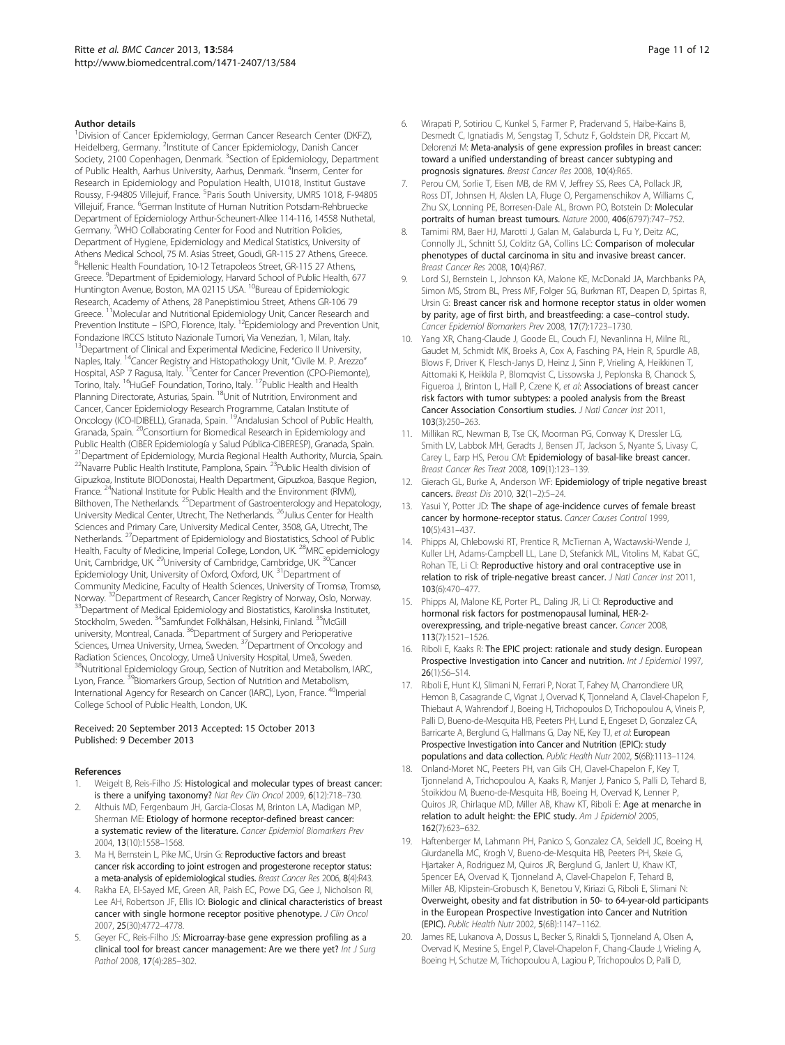#### Author details

[1]Division of Cancer Epidemiology, German Cancer Research Center (DKFZ), Heidelberg, Germany. [2]Institute of Cancer Epidemiology, Danish Cancer Society, 2100 Copenhagen, Denmark. [3]Section of Epidemiology, Department of Public Health, Aarhus University, Aarhus, Denmark. [4]Inserm, Center for Research in Epidemiology and Population Health, U1018, Institut Gustave Roussy, F-94805 Villejuif, France. [5]Paris South University, UMRS 1018, F-94805 Villejuif, France. [6]German Institute of Human Nutrition Potsdam-Rehbruecke Department of Epidemiology Arthur-Scheunert-Allee 114-116, 14558 Nuthetal, Germany. [7]WHO Collaborating Center for Food and Nutrition Policies, Department of Hygiene, Epidemiology and Medical Statistics, University of Athens Medical School, 75 M. Asias Street, Goudi, GR-115 27 Athens, Greece. [8]Hellenic Health Foundation, 10-12 Tetrapoleos Street, GR-115 27 Athens, Greece. [9]Department of Epidemiology, Harvard School of Public Health, 677 Huntington Avenue, Boston, MA 02115 USA. [10]Bureau of Epidemiologic Research, Academy of Athens, 28 Panepistimiou Street, Athens GR-106 79 Greece. [11]Molecular and Nutritional Epidemiology Unit, Cancer Research and Prevention Institute – ISPO, Florence, Italy. [12]Epidemiology and Prevention Unit, Fondazione IRCCS Istituto Nazionale Tumori, Via Venezian, 1, Milan, Italy. [13]Department of Clinical and Experimental Medicine, Federico II University, Naples, Italy. [14]Cancer Registry and Histopathology Unit, "Civile M. P. Arezzo" Hospital, ASP 7 Ragusa, Italy. [15]Center for Cancer Prevention (CPO-Piemonte), Torino, Italy. [16]HuGeF Foundation, Torino, Italy. [17]Public Health and Health Planning Directorate, Asturias, Spain. [18]Unit of Nutrition, Environment and Cancer, Cancer Epidemiology Research Programme, Catalan Institute of Oncology (ICO-IDIBELL), Granada, Spain. [19]Andalusian School of Public Health, Granada, Spain. [20]Consortium for Biomedical Research in Epidemiology and Public Health (CIBER Epidemiología y Salud Pública-CIBERESP), Granada, Spain. [21]Department of Epidemiology, Murcia Regional Health Authority, Murcia, Spain. [22]Navarre Public Health Institute, Pamplona, Spain. [23]Public Health division of Gipuzkoa, Institute BIODonostai, Health Department, Gipuzkoa, Basque Region, France. [24]National Institute for Public Health and the Environment (RIVM), Bilthoven, The Netherlands. [25]Department of Gastroenterology and Hepatology, University Medical Center, Utrecht, The Netherlands. [26]Julius Center for Health Sciences and Primary Care, University Medical Center, 3508, GA, Utrecht, The Netherlands. [27]Department of Epidemiology and Biostatistics, School of Public Health, Faculty of Medicine, Imperial College, London, UK. [28]MRC epidemiology Unit, Cambridge, UK. [29]University of Cambridge, Cambridge, UK. [30]Cancer Epidemiology Unit, University of Oxford, Oxford, UK. [31]Department of Community Medicine, Faculty of Health Sciences, University of Tromsø, Tromsø, Norway. [32]Department of Research, Cancer Registry of Norway, Oslo, Norway. [33]Department of Medical Epidemiology and Biostatistics, Karolinska Institutet, Stockholm, Sweden. [34]Samfundet Folkhälsan, Helsinki, Finland. [35]McGill university, Montreal, Canada. [36]Department of Surgery and Perioperative Sciences, Umea University, Umea, Sweden. [37]Department of Oncology and Radiation Sciences, Oncology, Umeå University Hospital, Umeå, Sweden. [38]Nutritional Epidemiology Group, Section of Nutrition and Metabolism, IARC, Lyon, France. [39]Biomarkers Group, Section of Nutrition and Metabolism, International Agency for Research on Cancer (IARC), Lyon, France. [40]Imperial College School of Public Health, London, UK.

Received: 20 September 2013 Accepted: 15 October 2013
Published: 9 December 2013

#### References

1. Weigelt B, Reis-Filho JS: **Histological and molecular types of breast cancer: is there a unifying taxonomy?** *Nat Rev Clin Oncol* 2009, **6**(12):718–730.
2. Althuis MD, Fergenbaum JH, Garcia-Closas M, Brinton LA, Madigan MP, Sherman ME: **Etiology of hormone receptor-defined breast cancer: a systematic review of the literature.** *Cancer Epidemiol Biomarkers Prev* 2004, **13**(10):1558–1568.
3. Ma H, Bernstein L, Pike MC, Ursin G: **Reproductive factors and breast cancer risk according to joint estrogen and progesterone receptor status: a meta-analysis of epidemiological studies.** *Breast Cancer Res* 2006, **8**(4):R43.
4. Rakha EA, El-Sayed ME, Green AR, Paish EC, Powe DG, Gee J, Nicholson RI, Lee AH, Robertson JF, Ellis IO: **Biologic and clinical characteristics of breast cancer with single hormone receptor positive phenotype.** *J Clin Oncol* 2007, **25**(30):4772–4778.
5. Geyer FC, Reis-Filho JS: **Microarray-base gene expression profiling as a clinical tool for breast cancer management: Are we there yet?** *Int J Surg Pathol* 2008, **17**(4):285–302.
6. Wirapati P, Sotiriou C, Kunkel S, Farmer P, Pradervand S, Haibe-Kains B, Desmedt C, Ignatiadis M, Sengstag T, Schutz F, Goldstein DR, Piccart M, Delorenzi M: **Meta-analysis of gene expression profiles in breast cancer: toward a unified understanding of breast cancer subtyping and prognosis signatures.** *Breast Cancer Res* 2008, **10**(4):R65.
7. Perou CM, Sorlie T, Eisen MB, de RM V, Jeffrey SS, Rees CA, Pollack JR, Ross DT, Johnsen H, Akslen LA, Fluge O, Pergamenschikov A, Williams C, Zhu SX, Lonning PE, Borresen-Dale AL, Brown PO, Botstein D: **Molecular portraits of human breast tumours.** *Nature* 2000, **406**(6797):747–752.
8. Tamimi RM, Baer HJ, Marotti J, Galan M, Galaburda L, Fu Y, Deitz AC, Connolly JL, Schnitt SJ, Colditz GA, Collins LC: **Comparison of molecular phenotypes of ductal carcinoma in situ and invasive breast cancer.** *Breast Cancer Res* 2008, **10**(4):R67.
9. Lord SJ, Bernstein L, Johnson KA, Malone KE, McDonald JA, Marchbanks PA, Simon MS, Strom BL, Press MF, Folger SG, Burkman RT, Deapen D, Spirtas R, Ursin G: **Breast cancer risk and hormone receptor status in older women by parity, age of first birth, and breastfeeding: a case–control study.** *Cancer Epidemiol Biomarkers Prev* 2008, **17**(7):1723–1730.
10. Yang XR, Chang-Claude J, Goode EL, Couch FJ, Nevanlinna H, Milne RL, Gaudet M, Schmidt MK, Broeks A, Cox A, Fasching PA, Hein R, Spurdle AB, Blows F, Driver K, Flesch-Janys D, Heinz J, Sinn P, Vrieling A, Heikkinen T, Aittomaki K, Heikkila P, Blomqvist C, Lissowska J, Peplonska B, Chanock S, Figueroa J, Brinton L, Hall P, Czene K, *et al*: **Associations of breast cancer risk factors with tumor subtypes: a pooled analysis from the Breast Cancer Association Consortium studies.** *J Natl Cancer Inst* 2011, **103**(3):250–263.
11. Millikan RC, Newman B, Tse CK, Moorman PG, Conway K, Dressler LG, Smith LV, Labbok MH, Geradts J, Bensen JT, Jackson S, Nyante S, Livasy C, Carey L, Earp HS, Perou CM: **Epidemiology of basal-like breast cancer.** *Breast Cancer Res Treat* 2008, **109**(1):123–139.
12. Gierach GL, Burke A, Anderson WF: **Epidemiology of triple negative breast cancers.** *Breast Dis* 2010, **32**(1–2):5–24.
13. Yasui Y, Potter JD: **The shape of age-incidence curves of female breast cancer by hormone-receptor status.** *Cancer Causes Control* 1999, **10**(5):431–437.
14. Phipps AI, Chlebowski RT, Prentice R, McTiernan A, Wactawski-Wende J, Kuller LH, Adams-Campbell LL, Lane D, Stefanick ML, Vitolins M, Kabat GC, Rohan TE, Li CI: **Reproductive history and oral contraceptive use in relation to risk of triple-negative breast cancer.** *J Natl Cancer Inst* 2011, **103**(6):470–477.
15. Phipps AI, Malone KE, Porter PL, Daling JR, Li CI: **Reproductive and hormonal risk factors for postmenopausal luminal, HER-2-overexpressing, and triple-negative breast cancer.** *Cancer* 2008, **113**(7):1521–1526.
16. Riboli E, Kaaks R: **The EPIC project: rationale and study design. European Prospective Investigation into Cancer and nutrition.** *Int J Epidemiol* 1997, **26**(1):S6–S14.
17. Riboli E, Hunt KJ, Slimani N, Ferrari P, Norat T, Fahey M, Charrondiere UR, Hemon B, Casagrande C, Vignat J, Overvad K, Tjonneland A, Clavel-Chapelon F, Thiebaut A, Wahrendorf J, Boeing H, Trichopoulos D, Trichopoulou A, Vineis P, Palli D, Bueno-de-Mesquita HB, Peeters PH, Lund E, Engeset D, Gonzalez CA, Barricarte A, Berglund G, Hallmans G, Day NE, Key TJ, *et al*: **European Prospective Investigation into Cancer and Nutrition (EPIC): study populations and data collection.** *Public Health Nutr* 2002, **5**(6B):1113–1124.
18. Onland-Moret NC, Peeters PH, van Gils CH, Clavel-Chapelon F, Key T, Tjonneland A, Trichopoulou A, Kaaks R, Manjer J, Panico S, Palli D, Tehard B, Stoikidou M, Bueno-de-Mesquita HB, Boeing H, Overvad K, Lenner P, Quiros JR, Chirlaque MD, Miller AB, Khaw KT, Riboli E: **Age at menarche in relation to adult height: the EPIC study.** *Am J Epidemiol* 2005, **162**(7):623–632.
19. Haftenberger M, Lahmann PH, Panico S, Gonzalez CA, Seidell JC, Boeing H, Giurdanella MC, Krogh V, Bueno-de-Mesquita HB, Peeters PH, Skeie G, Hjartaker A, Rodriguez M, Quiros JR, Berglund G, Janlert U, Khaw KT, Spencer EA, Overvad K, Tjonneland A, Clavel-Chapelon F, Tehard B, Miller AB, Klipstein-Grobusch K, Benetou V, Kiriazi G, Riboli E, Slimani N: **Overweight, obesity and fat distribution in 50- to 64-year-old participants in the European Prospective Investigation into Cancer and Nutrition (EPIC).** *Public Health Nutr* 2002, **5**(6B):1147–1162.
20. James RE, Lukanova A, Dossus L, Becker S, Rinaldi S, Tjonneland A, Olsen A, Overvad K, Mesrine S, Engel P, Clavel-Chapelon F, Chang-Claude J, Vrieling A, Boeing H, Schutze M, Trichopoulou A, Lagiou P, Trichopoulos D, Palli D,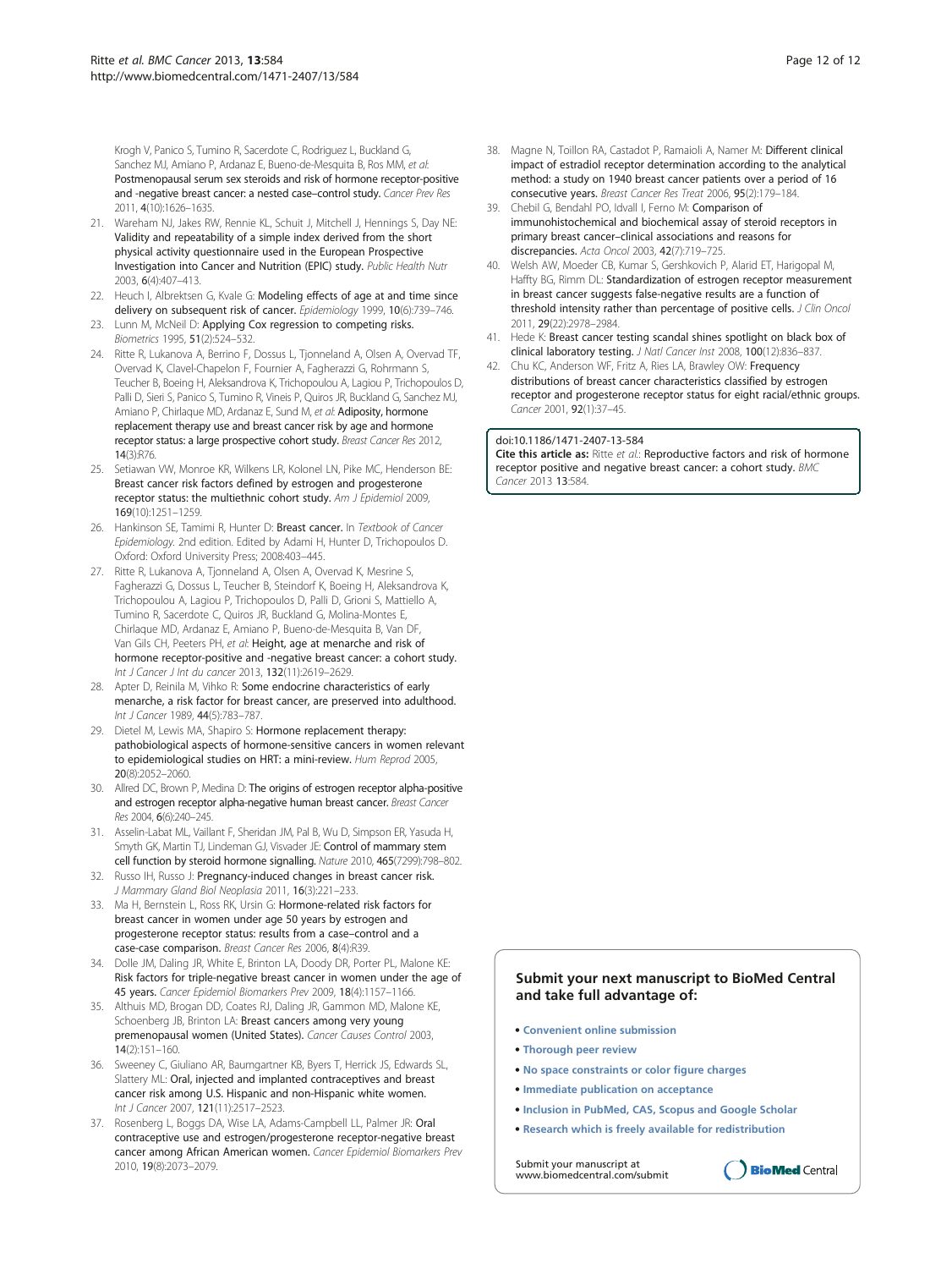Krogh V, Panico S, Tumino R, Sacerdote C, Rodriguez L, Buckland G, Sanchez MJ, Amiano P, Ardanaz E, Bueno-de-Mesquita B, Ros MM, *et al*: **Postmenopausal serum sex steroids and risk of hormone receptor-positive and -negative breast cancer: a nested case–control study.** *Cancer Prev Res* 2011, **4**(10):1626–1635.

21. Wareham NJ, Jakes RW, Rennie KL, Schuit J, Mitchell J, Hennings S, Day NE: **Validity and repeatability of a simple index derived from the short physical activity questionnaire used in the European Prospective Investigation into Cancer and Nutrition (EPIC) study.** *Public Health Nutr* 2003, **6**(4):407–413.
22. Heuch I, Albrektsen G, Kvale G: **Modeling effects of age at and time since delivery on subsequent risk of cancer.** *Epidemiology* 1999, **10**(6):739–746.
23. Lunn M, McNeil D: **Applying Cox regression to competing risks.** *Biometrics* 1995, **51**(2):524–532.
24. Ritte R, Lukanova A, Berrino F, Dossus L, Tjonneland A, Olsen A, Overvad TF, Overvad K, Clavel-Chapelon F, Fournier A, Fagherazzi G, Rohrmann S, Teucher B, Boeing H, Aleksandrova K, Trichopoulou A, Lagiou P, Trichopoulos D, Palli D, Sieri S, Panico S, Tumino R, Vineis P, Quiros JR, Buckland G, Sanchez MJ, Amiano P, Chirlaque MD, Ardanaz E, Sund M, *et al*: **Adiposity, hormone replacement therapy use and breast cancer risk by age and hormone receptor status: a large prospective cohort study.** *Breast Cancer Res* 2012, **14**(3):R76.
25. Setiawan VW, Monroe KR, Wilkens LR, Kolonel LN, Pike MC, Henderson BE: **Breast cancer risk factors defined by estrogen and progesterone receptor status: the multiethnic cohort study.** *Am J Epidemiol* 2009, **169**(10):1251–1259.
26. Hankinson SE, Tamimi R, Hunter D: **Breast cancer.** In *Textbook of Cancer Epidemiology.* 2nd edition. Edited by Adami H, Hunter D, Trichopoulos D. Oxford: Oxford University Press; 2008:403–445.
27. Ritte R, Lukanova A, Tjonneland A, Olsen A, Overvad K, Mesrine S, Fagherazzi G, Dossus L, Teucher B, Steindorf K, Boeing H, Aleksandrova K, Trichopoulou A, Lagiou P, Trichopoulos D, Palli D, Grioni S, Mattiello A, Tumino R, Sacerdote C, Quiros JR, Buckland G, Molina-Montes E, Chirlaque MD, Ardanaz E, Amiano P, Bueno-de-Mesquita B, Van DF, Van Gils CH, Peeters PH, *et al*: **Height, age at menarche and risk of hormone receptor-positive and -negative breast cancer: a cohort study.** *Int J Cancer J Int du cancer* 2013, **132**(11):2619–2629.
28. Apter D, Reinila M, Vihko R: **Some endocrine characteristics of early menarche, a risk factor for breast cancer, are preserved into adulthood.** *Int J Cancer* 1989, **44**(5):783–787.
29. Dietel M, Lewis MA, Shapiro S: **Hormone replacement therapy: pathobiological aspects of hormone-sensitive cancers in women relevant to epidemiological studies on HRT: a mini-review.** *Hum Reprod* 2005, **20**(8):2052–2060.
30. Allred DC, Brown P, Medina D: **The origins of estrogen receptor alpha-positive and estrogen receptor alpha-negative human breast cancer.** *Breast Cancer Res* 2004, **6**(6):240–245.
31. Asselin-Labat ML, Vaillant F, Sheridan JM, Pal B, Wu D, Simpson ER, Yasuda H, Smyth GK, Martin TJ, Lindeman GJ, Visvader JE: **Control of mammary stem cell function by steroid hormone signalling.** *Nature* 2010, **465**(7299):798–802.
32. Russo IH, Russo J: **Pregnancy-induced changes in breast cancer risk.** *J Mammary Gland Biol Neoplasia* 2011, **16**(3):221–233.
33. Ma H, Bernstein L, Ross RK, Ursin G: **Hormone-related risk factors for breast cancer in women under age 50 years by estrogen and progesterone receptor status: results from a case–control and a case-case comparison.** *Breast Cancer Res* 2006, **8**(4):R39.
34. Dolle JM, Daling JR, White E, Brinton LA, Doody DR, Porter PL, Malone KE: **Risk factors for triple-negative breast cancer in women under the age of 45 years.** *Cancer Epidemiol Biomarkers Prev* 2009, **18**(4):1157–1166.
35. Althuis MD, Brogan DD, Coates RJ, Daling JR, Gammon MD, Malone KE, Schoenberg JB, Brinton LA: **Breast cancers among very young premenopausal women (United States).** *Cancer Causes Control* 2003, **14**(2):151–160.
36. Sweeney C, Giuliano AR, Baumgartner KB, Byers T, Herrick JS, Edwards SL, Slattery ML: **Oral, injected and implanted contraceptives and breast cancer risk among U.S. Hispanic and non-Hispanic white women.** *Int J Cancer* 2007, **121**(11):2517–2523.
37. Rosenberg L, Boggs DA, Wise LA, Adams-Campbell LL, Palmer JR: **Oral contraceptive use and estrogen/progesterone receptor-negative breast cancer among African American women.** *Cancer Epidemiol Biomarkers Prev* 2010, **19**(8):2073–2079.
38. Magne N, Toillon RA, Castadot P, Ramaioli A, Namer M: **Different clinical impact of estradiol receptor determination according to the analytical method: a study on 1940 breast cancer patients over a period of 16 consecutive years.** *Breast Cancer Res Treat* 2006, **95**(2):179–184.
39. Chebil G, Bendahl PO, Idvall I, Ferno M: **Comparison of immunohistochemical and biochemical assay of steroid receptors in primary breast cancer–clinical associations and reasons for discrepancies.** *Acta Oncol* 2003, **42**(7):719–725.
40. Welsh AW, Moeder CB, Kumar S, Gershkovich P, Alarid ET, Harigopal M, Haffty BG, Rimm DL: **Standardization of estrogen receptor measurement in breast cancer suggests false-negative results are a function of threshold intensity rather than percentage of positive cells.** *J Clin Oncol* 2011, **29**(22):2978–2984.
41. Hede K: **Breast cancer testing scandal shines spotlight on black box of clinical laboratory testing.** *J Natl Cancer Inst* 2008, **100**(12):836–837.
42. Chu KC, Anderson WF, Fritz A, Ries LA, Brawley OW: **Frequency distributions of breast cancer characteristics classified by estrogen receptor and progesterone receptor status for eight racial/ethnic groups.** *Cancer* 2001, **92**(1):37–45.

doi:10.1186/1471-2407-13-584

**Cite this article as:** Ritte *et al.*: Reproductive factors and risk of hormone receptor positive and negative breast cancer: a cohort study. *BMC Cancer* 2013 **13**:584.

**Submit your next manuscript to BioMed Central and take full advantage of:**

- **Convenient online submission**
- **Thorough peer review**
- **No space constraints or color figure charges**
- **Immediate publication on acceptance**
- **Inclusion in PubMed, CAS, Scopus and Google Scholar**
- **Research which is freely available for redistribution**

Submit your manuscript at www.biomedcentral.com/submit

BioMed Central